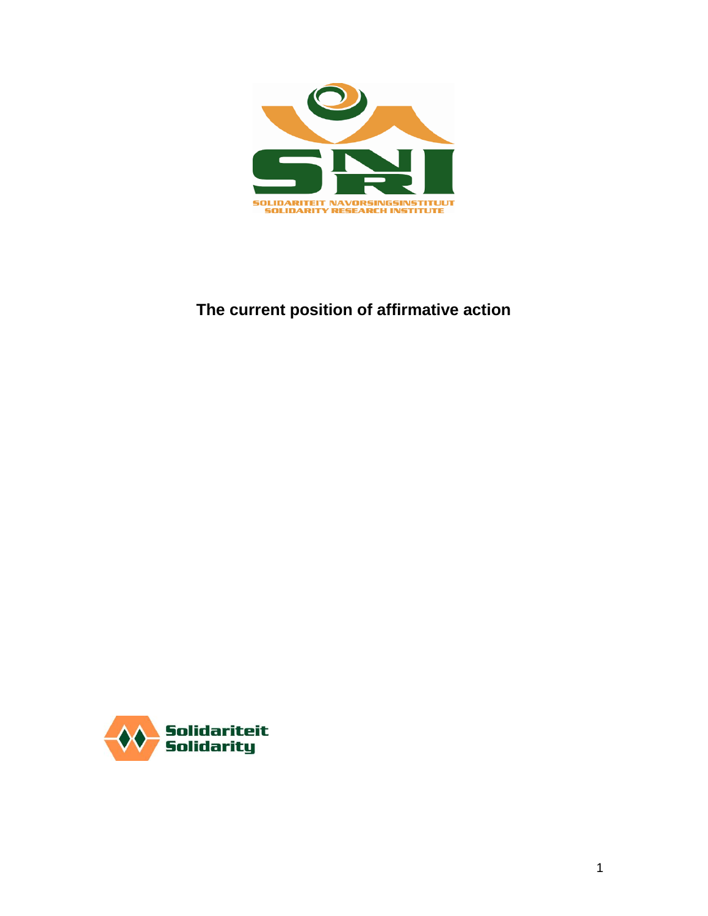SOLIDARITEIT NAVORSINGSINSTITUUT
SOLIDARITY RESEARCH INSTITUTE

# The current position of affirmative action

Solidariteit
Solidarity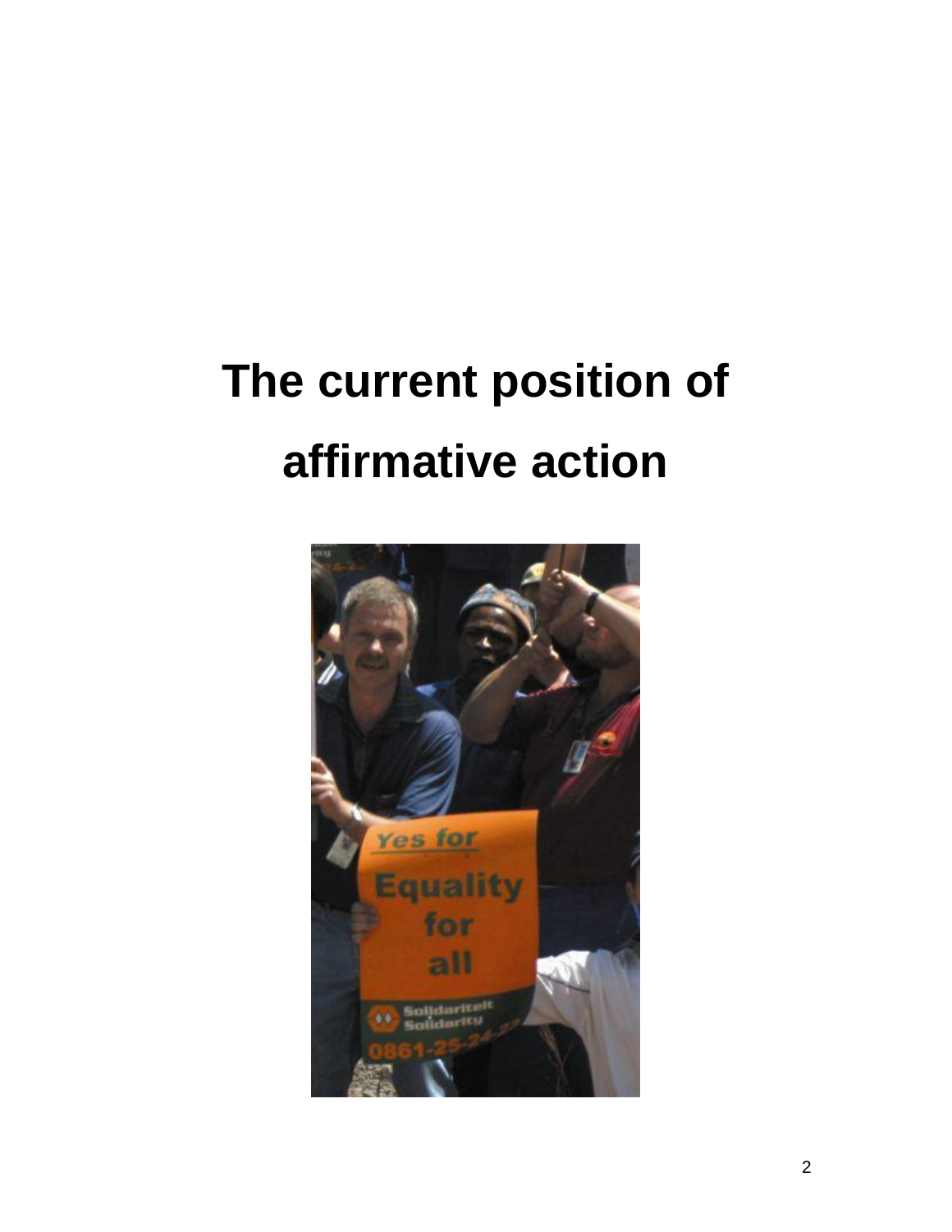# The current position of affirmative action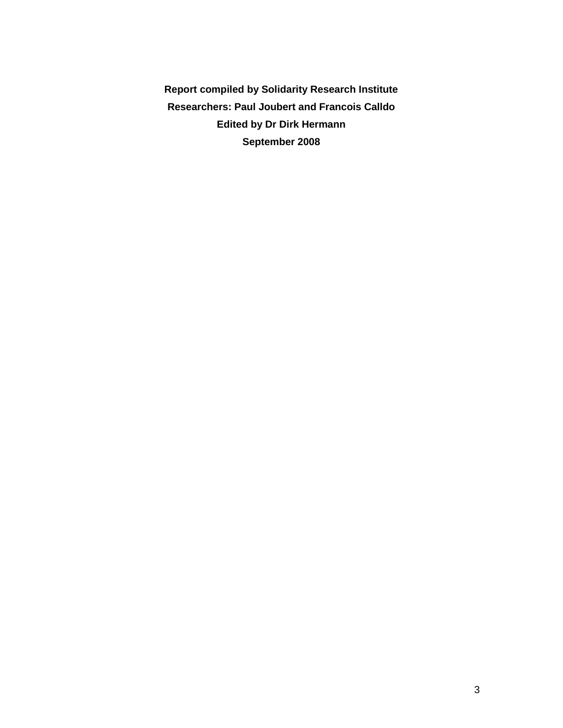**Report compiled by Solidarity Research Institute**

**Researchers: Paul Joubert and Francois Calldo**

**Edited by Dr Dirk Hermann**

**September 2008**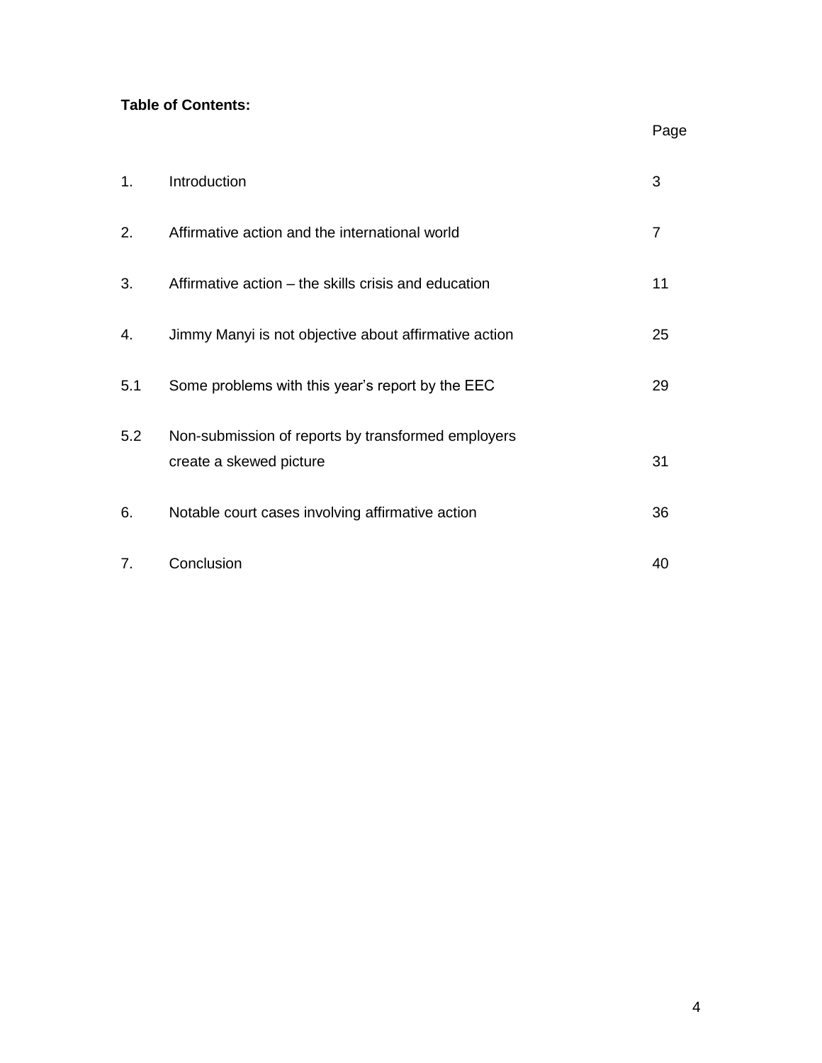**Table of Contents:**

| | | Page |
|---|---|---|
| 1. | Introduction | 3 |
| 2. | Affirmative action and the international world | 7 |
| 3. | Affirmative action – the skills crisis and education | 11 |
| 4. | Jimmy Manyi is not objective about affirmative action | 25 |
| 5.1 | Some problems with this year's report by the EEC | 29 |
| 5.2 | Non-submission of reports by transformed employers create a skewed picture | 31 |
| 6. | Notable court cases involving affirmative action | 36 |
| 7. | Conclusion | 40 |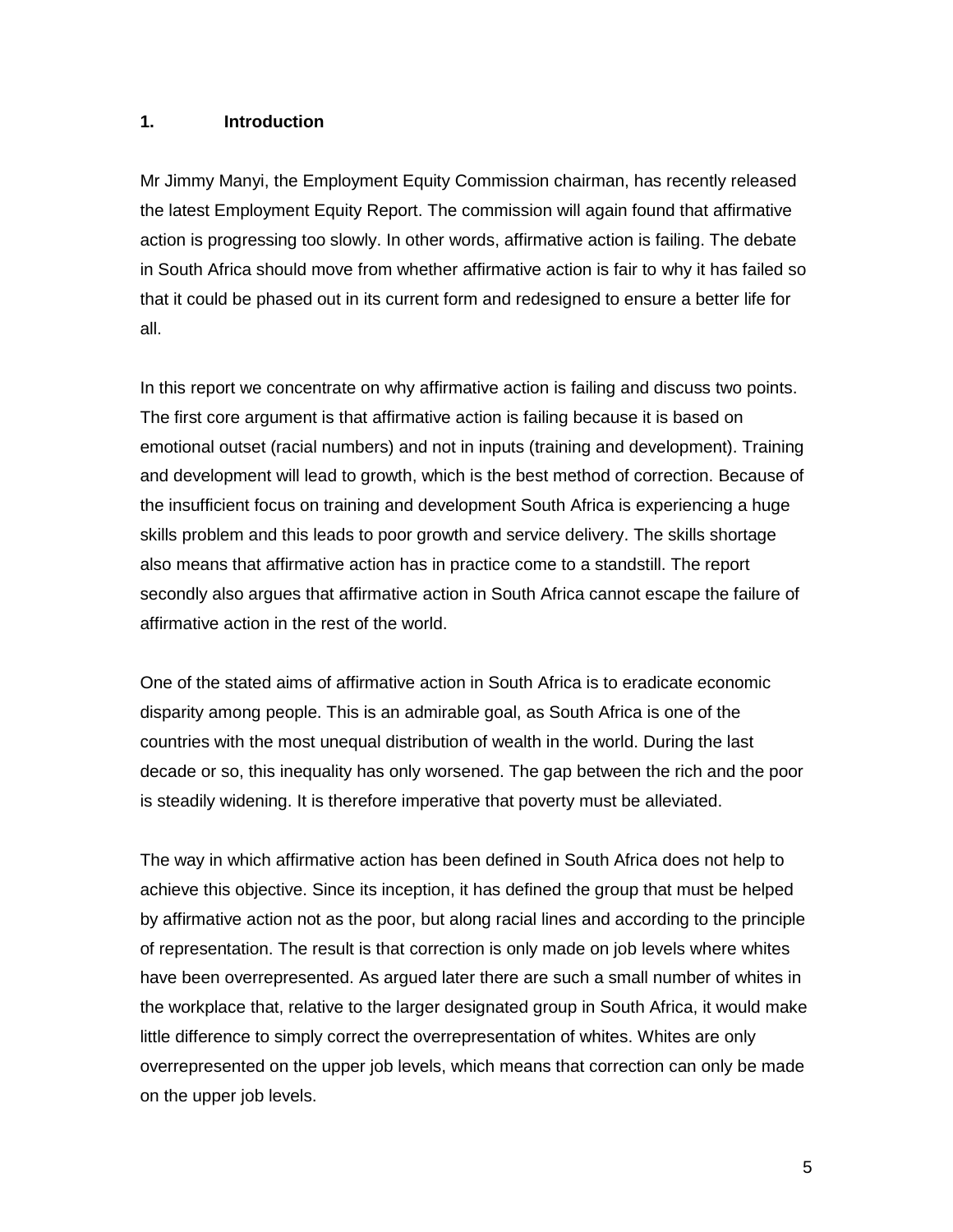## 1. Introduction

Mr Jimmy Manyi, the Employment Equity Commission chairman, has recently released the latest Employment Equity Report. The commission will again found that affirmative action is progressing too slowly. In other words, affirmative action is failing. The debate in South Africa should move from whether affirmative action is fair to why it has failed so that it could be phased out in its current form and redesigned to ensure a better life for all.

In this report we concentrate on why affirmative action is failing and discuss two points. The first core argument is that affirmative action is failing because it is based on emotional outset (racial numbers) and not in inputs (training and development). Training and development will lead to growth, which is the best method of correction. Because of the insufficient focus on training and development South Africa is experiencing a huge skills problem and this leads to poor growth and service delivery. The skills shortage also means that affirmative action has in practice come to a standstill. The report secondly also argues that affirmative action in South Africa cannot escape the failure of affirmative action in the rest of the world.

One of the stated aims of affirmative action in South Africa is to eradicate economic disparity among people. This is an admirable goal, as South Africa is one of the countries with the most unequal distribution of wealth in the world. During the last decade or so, this inequality has only worsened. The gap between the rich and the poor is steadily widening. It is therefore imperative that poverty must be alleviated.

The way in which affirmative action has been defined in South Africa does not help to achieve this objective. Since its inception, it has defined the group that must be helped by affirmative action not as the poor, but along racial lines and according to the principle of representation. The result is that correction is only made on job levels where whites have been overrepresented. As argued later there are such a small number of whites in the workplace that, relative to the larger designated group in South Africa, it would make little difference to simply correct the overrepresentation of whites. Whites are only overrepresented on the upper job levels, which means that correction can only be made on the upper job levels.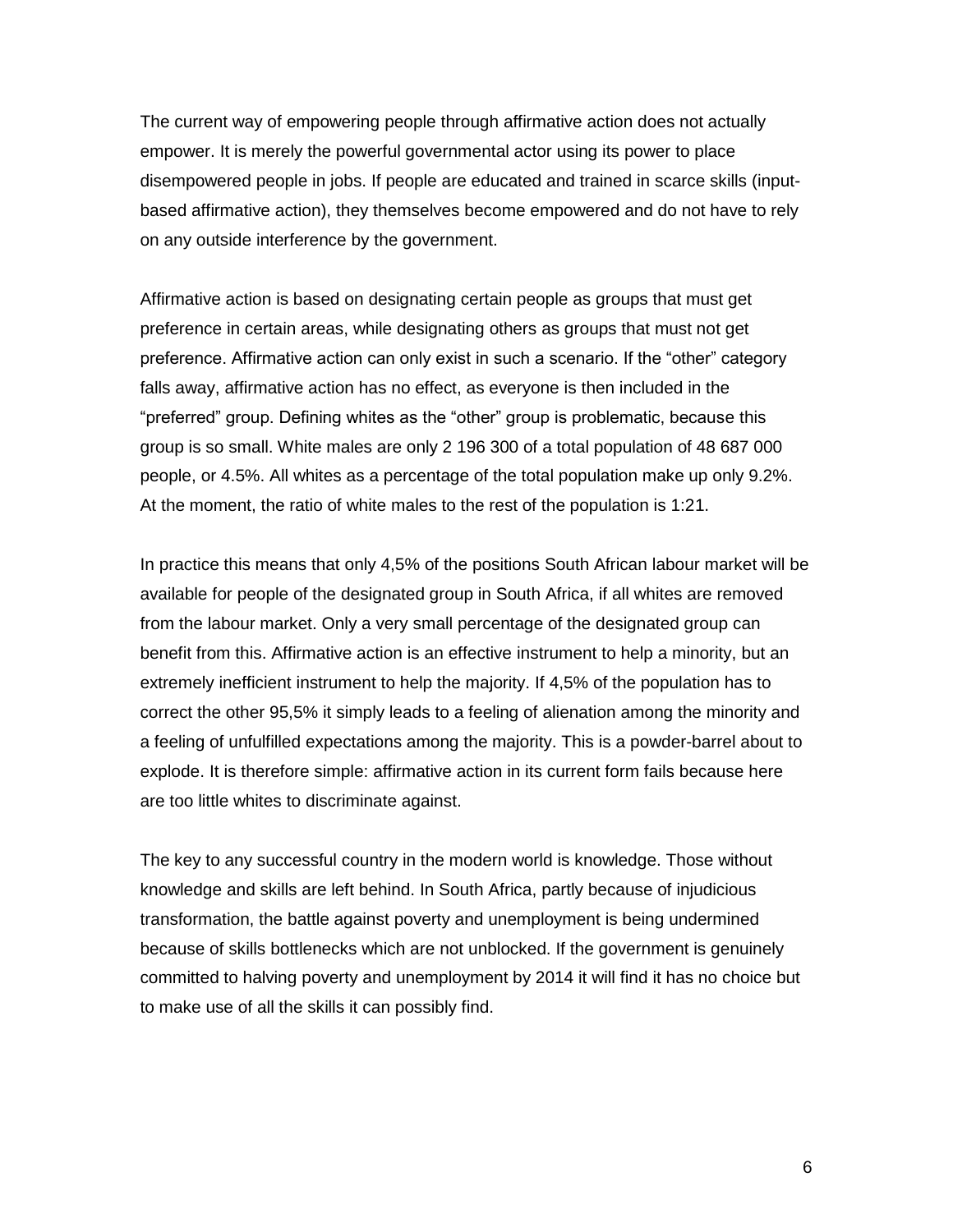The current way of empowering people through affirmative action does not actually empower. It is merely the powerful governmental actor using its power to place disempowered people in jobs. If people are educated and trained in scarce skills (input-based affirmative action), they themselves become empowered and do not have to rely on any outside interference by the government.

Affirmative action is based on designating certain people as groups that must get preference in certain areas, while designating others as groups that must not get preference. Affirmative action can only exist in such a scenario. If the “other” category falls away, affirmative action has no effect, as everyone is then included in the “preferred” group. Defining whites as the “other” group is problematic, because this group is so small. White males are only 2 196 300 of a total population of 48 687 000 people, or 4.5%. All whites as a percentage of the total population make up only 9.2%. At the moment, the ratio of white males to the rest of the population is 1:21.

In practice this means that only 4,5% of the positions South African labour market will be available for people of the designated group in South Africa, if all whites are removed from the labour market. Only a very small percentage of the designated group can benefit from this. Affirmative action is an effective instrument to help a minority, but an extremely inefficient instrument to help the majority. If 4,5% of the population has to correct the other 95,5% it simply leads to a feeling of alienation among the minority and a feeling of unfulfilled expectations among the majority. This is a powder-barrel about to explode. It is therefore simple: affirmative action in its current form fails because here are too little whites to discriminate against.

The key to any successful country in the modern world is knowledge. Those without knowledge and skills are left behind. In South Africa, partly because of injudicious transformation, the battle against poverty and unemployment is being undermined because of skills bottlenecks which are not unblocked. If the government is genuinely committed to halving poverty and unemployment by 2014 it will find it has no choice but to make use of all the skills it can possibly find.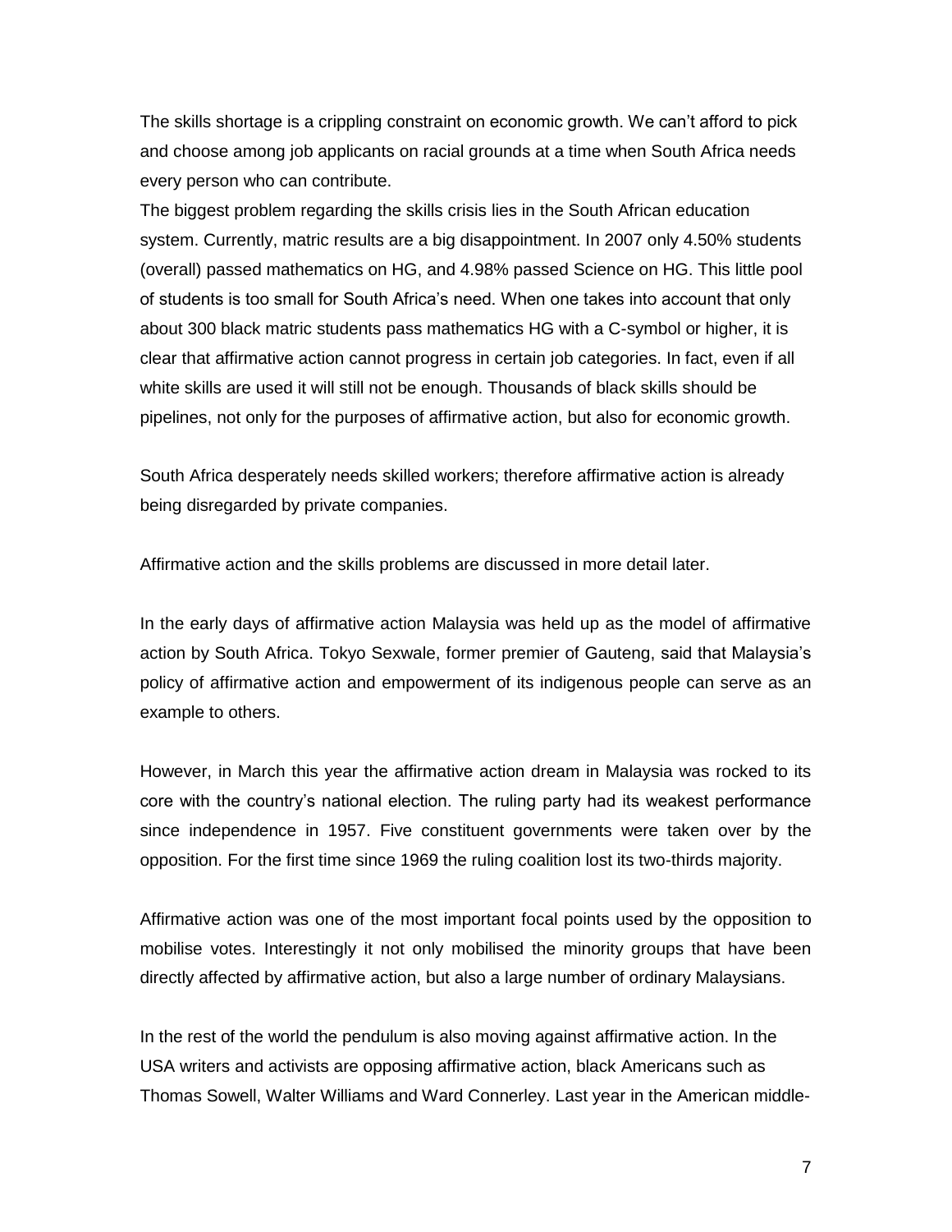The skills shortage is a crippling constraint on economic growth. We can't afford to pick and choose among job applicants on racial grounds at a time when South Africa needs every person who can contribute.

The biggest problem regarding the skills crisis lies in the South African education system. Currently, matric results are a big disappointment. In 2007 only 4.50% students (overall) passed mathematics on HG, and 4.98% passed Science on HG. This little pool of students is too small for South Africa's need. When one takes into account that only about 300 black matric students pass mathematics HG with a C-symbol or higher, it is clear that affirmative action cannot progress in certain job categories. In fact, even if all white skills are used it will still not be enough. Thousands of black skills should be pipelines, not only for the purposes of affirmative action, but also for economic growth.

South Africa desperately needs skilled workers; therefore affirmative action is already being disregarded by private companies.

Affirmative action and the skills problems are discussed in more detail later.

In the early days of affirmative action Malaysia was held up as the model of affirmative action by South Africa. Tokyo Sexwale, former premier of Gauteng, said that Malaysia's policy of affirmative action and empowerment of its indigenous people can serve as an example to others.

However, in March this year the affirmative action dream in Malaysia was rocked to its core with the country's national election. The ruling party had its weakest performance since independence in 1957. Five constituent governments were taken over by the opposition. For the first time since 1969 the ruling coalition lost its two-thirds majority.

Affirmative action was one of the most important focal points used by the opposition to mobilise votes. Interestingly it not only mobilised the minority groups that have been directly affected by affirmative action, but also a large number of ordinary Malaysians.

In the rest of the world the pendulum is also moving against affirmative action. In the USA writers and activists are opposing affirmative action, black Americans such as Thomas Sowell, Walter Williams and Ward Connerley. Last year in the American middle-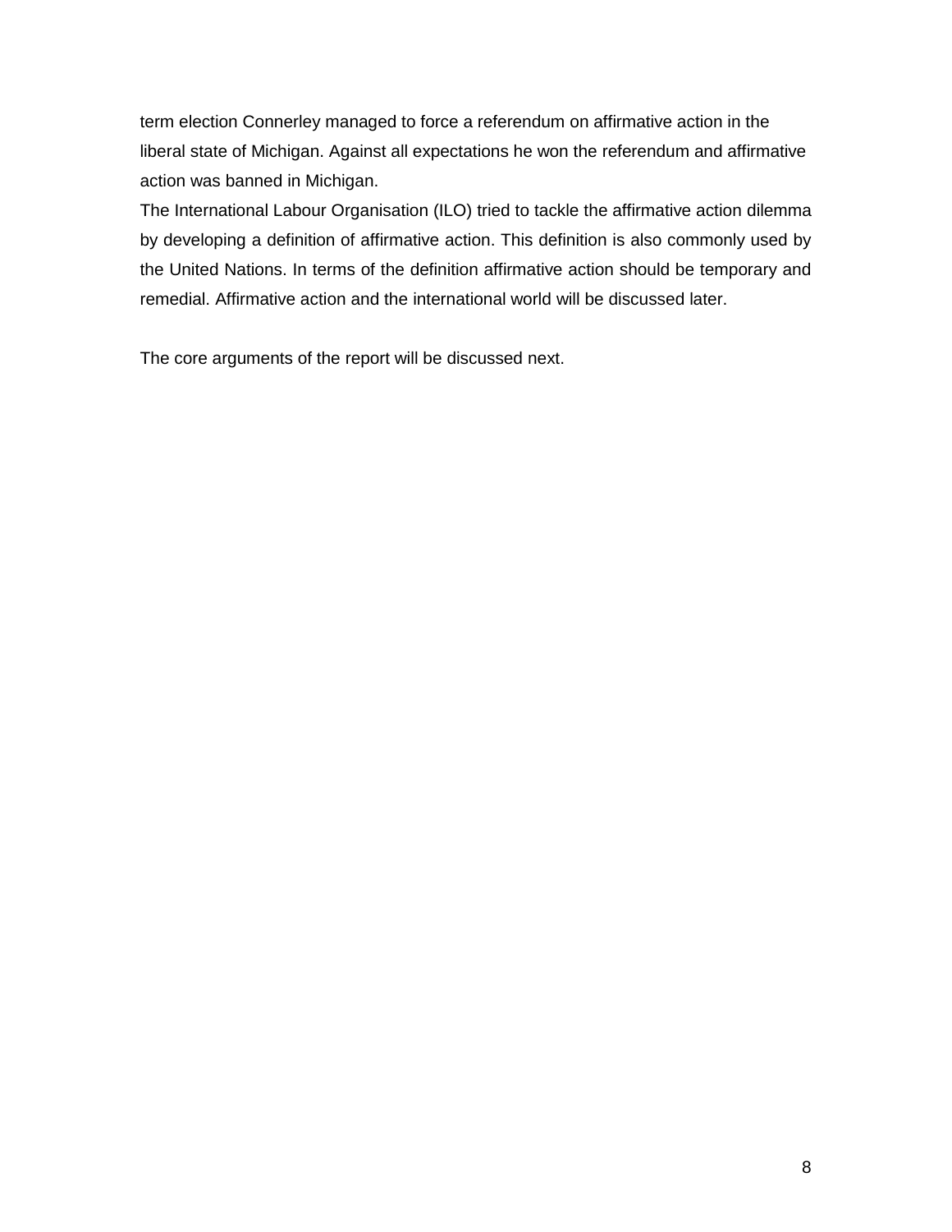term election Connerley managed to force a referendum on affirmative action in the liberal state of Michigan. Against all expectations he won the referendum and affirmative action was banned in Michigan.

The International Labour Organisation (ILO) tried to tackle the affirmative action dilemma by developing a definition of affirmative action. This definition is also commonly used by the United Nations. In terms of the definition affirmative action should be temporary and remedial. Affirmative action and the international world will be discussed later.

The core arguments of the report will be discussed next.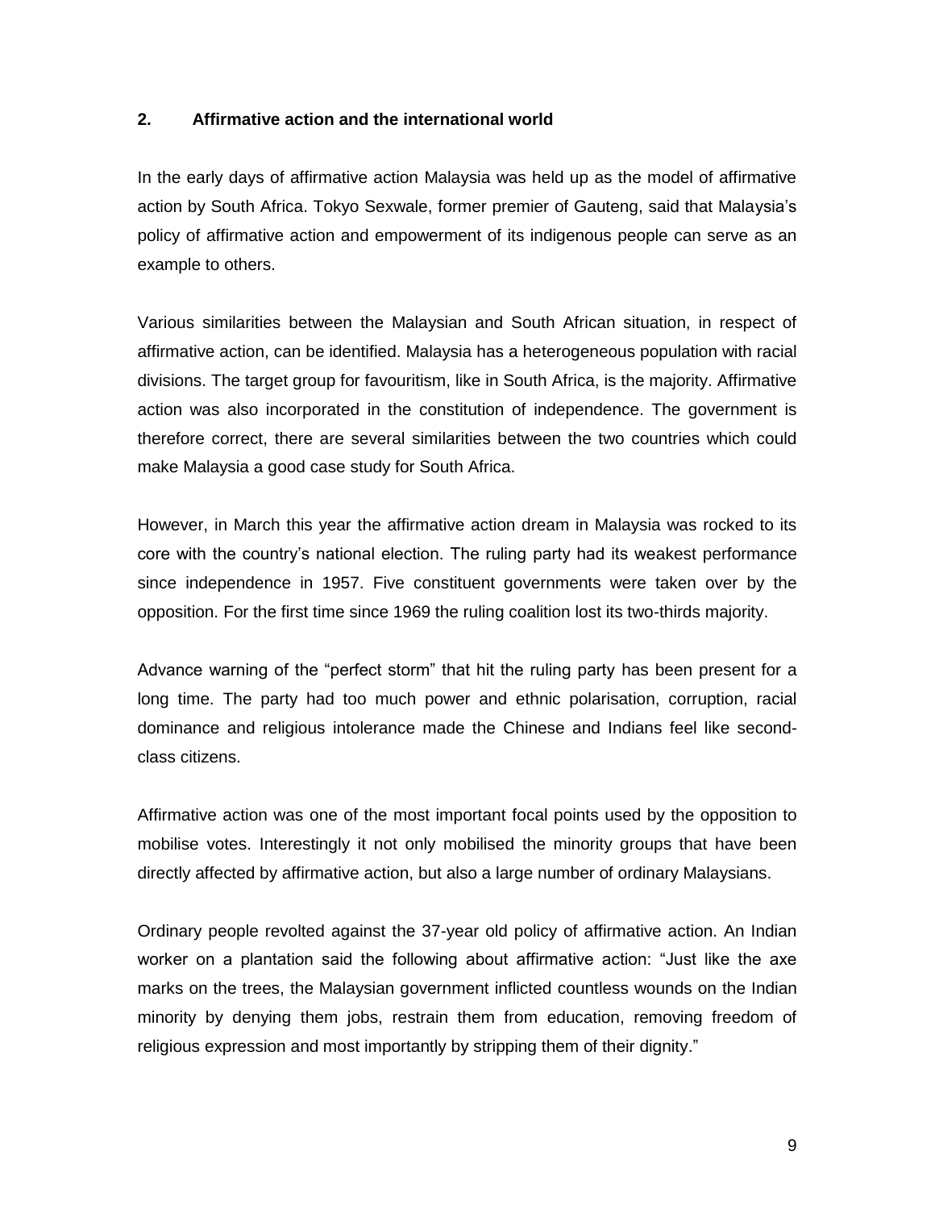## 2. Affirmative action and the international world

In the early days of affirmative action Malaysia was held up as the model of affirmative action by South Africa. Tokyo Sexwale, former premier of Gauteng, said that Malaysia's policy of affirmative action and empowerment of its indigenous people can serve as an example to others.

Various similarities between the Malaysian and South African situation, in respect of affirmative action, can be identified. Malaysia has a heterogeneous population with racial divisions. The target group for favouritism, like in South Africa, is the majority. Affirmative action was also incorporated in the constitution of independence. The government is therefore correct, there are several similarities between the two countries which could make Malaysia a good case study for South Africa.

However, in March this year the affirmative action dream in Malaysia was rocked to its core with the country's national election. The ruling party had its weakest performance since independence in 1957. Five constituent governments were taken over by the opposition. For the first time since 1969 the ruling coalition lost its two-thirds majority.

Advance warning of the "perfect storm" that hit the ruling party has been present for a long time. The party had too much power and ethnic polarisation, corruption, racial dominance and religious intolerance made the Chinese and Indians feel like second-class citizens.

Affirmative action was one of the most important focal points used by the opposition to mobilise votes. Interestingly it not only mobilised the minority groups that have been directly affected by affirmative action, but also a large number of ordinary Malaysians.

Ordinary people revolted against the 37-year old policy of affirmative action. An Indian worker on a plantation said the following about affirmative action: "Just like the axe marks on the trees, the Malaysian government inflicted countless wounds on the Indian minority by denying them jobs, restrain them from education, removing freedom of religious expression and most importantly by stripping them of their dignity."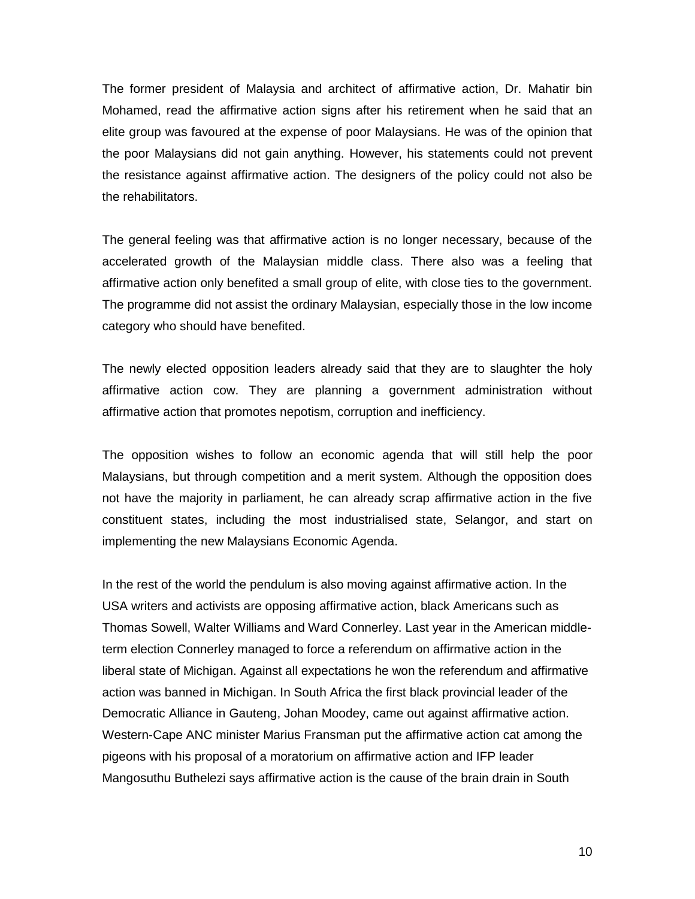The former president of Malaysia and architect of affirmative action, Dr. Mahatir bin Mohamed, read the affirmative action signs after his retirement when he said that an elite group was favoured at the expense of poor Malaysians. He was of the opinion that the poor Malaysians did not gain anything. However, his statements could not prevent the resistance against affirmative action. The designers of the policy could not also be the rehabilitators.

The general feeling was that affirmative action is no longer necessary, because of the accelerated growth of the Malaysian middle class. There also was a feeling that affirmative action only benefited a small group of elite, with close ties to the government. The programme did not assist the ordinary Malaysian, especially those in the low income category who should have benefited.

The newly elected opposition leaders already said that they are to slaughter the holy affirmative action cow. They are planning a government administration without affirmative action that promotes nepotism, corruption and inefficiency.

The opposition wishes to follow an economic agenda that will still help the poor Malaysians, but through competition and a merit system. Although the opposition does not have the majority in parliament, he can already scrap affirmative action in the five constituent states, including the most industrialised state, Selangor, and start on implementing the new Malaysians Economic Agenda.

In the rest of the world the pendulum is also moving against affirmative action. In the USA writers and activists are opposing affirmative action, black Americans such as Thomas Sowell, Walter Williams and Ward Connerley. Last year in the American middle-term election Connerley managed to force a referendum on affirmative action in the liberal state of Michigan. Against all expectations he won the referendum and affirmative action was banned in Michigan. In South Africa the first black provincial leader of the Democratic Alliance in Gauteng, Johan Moodey, came out against affirmative action. Western-Cape ANC minister Marius Fransman put the affirmative action cat among the pigeons with his proposal of a moratorium on affirmative action and IFP leader Mangosuthu Buthelezi says affirmative action is the cause of the brain drain in South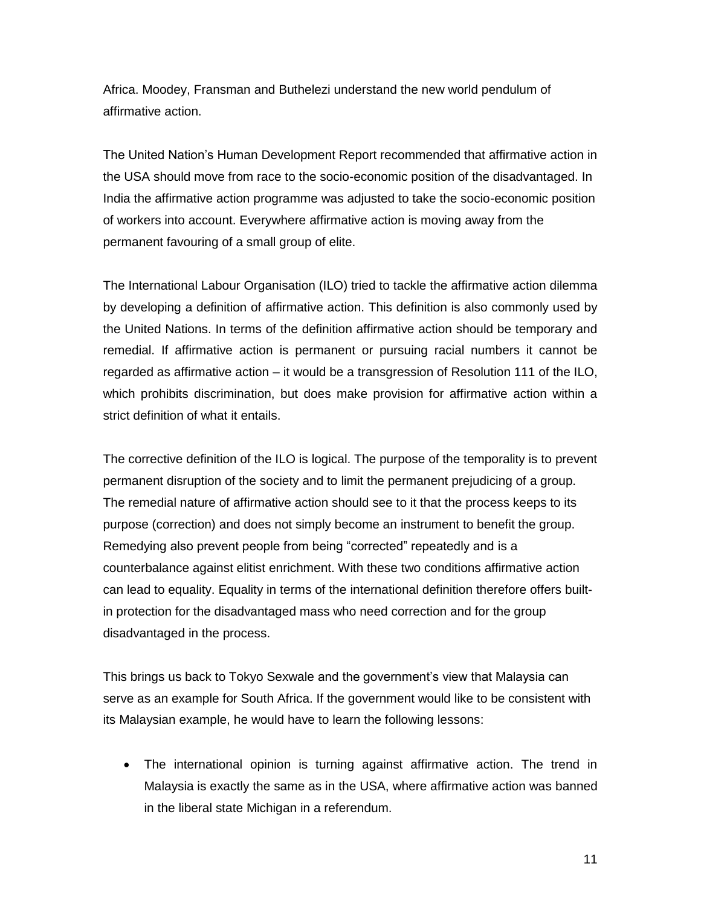Africa. Moodey, Fransman and Buthelezi understand the new world pendulum of affirmative action.

The United Nation's Human Development Report recommended that affirmative action in the USA should move from race to the socio-economic position of the disadvantaged. In India the affirmative action programme was adjusted to take the socio-economic position of workers into account. Everywhere affirmative action is moving away from the permanent favouring of a small group of elite.

The International Labour Organisation (ILO) tried to tackle the affirmative action dilemma by developing a definition of affirmative action. This definition is also commonly used by the United Nations. In terms of the definition affirmative action should be temporary and remedial. If affirmative action is permanent or pursuing racial numbers it cannot be regarded as affirmative action – it would be a transgression of Resolution 111 of the ILO, which prohibits discrimination, but does make provision for affirmative action within a strict definition of what it entails.

The corrective definition of the ILO is logical. The purpose of the temporality is to prevent permanent disruption of the society and to limit the permanent prejudicing of a group. The remedial nature of affirmative action should see to it that the process keeps to its purpose (correction) and does not simply become an instrument to benefit the group. Remedying also prevent people from being "corrected" repeatedly and is a counterbalance against elitist enrichment. With these two conditions affirmative action can lead to equality. Equality in terms of the international definition therefore offers built-in protection for the disadvantaged mass who need correction and for the group disadvantaged in the process.

This brings us back to Tokyo Sexwale and the government's view that Malaysia can serve as an example for South Africa. If the government would like to be consistent with its Malaysian example, he would have to learn the following lessons:

- The international opinion is turning against affirmative action. The trend in Malaysia is exactly the same as in the USA, where affirmative action was banned in the liberal state Michigan in a referendum.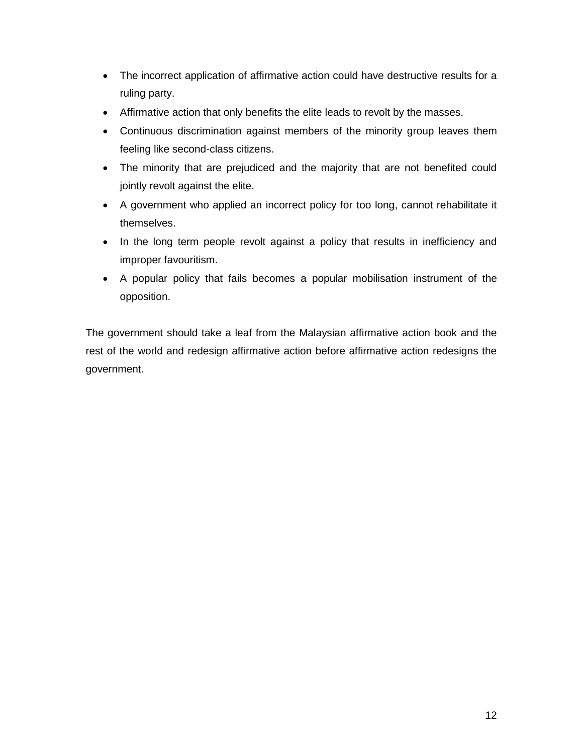- The incorrect application of affirmative action could have destructive results for a ruling party.
- Affirmative action that only benefits the elite leads to revolt by the masses.
- Continuous discrimination against members of the minority group leaves them feeling like second-class citizens.
- The minority that are prejudiced and the majority that are not benefited could jointly revolt against the elite.
- A government who applied an incorrect policy for too long, cannot rehabilitate it themselves.
- In the long term people revolt against a policy that results in inefficiency and improper favouritism.
- A popular policy that fails becomes a popular mobilisation instrument of the opposition.

The government should take a leaf from the Malaysian affirmative action book and the rest of the world and redesign affirmative action before affirmative action redesigns the government.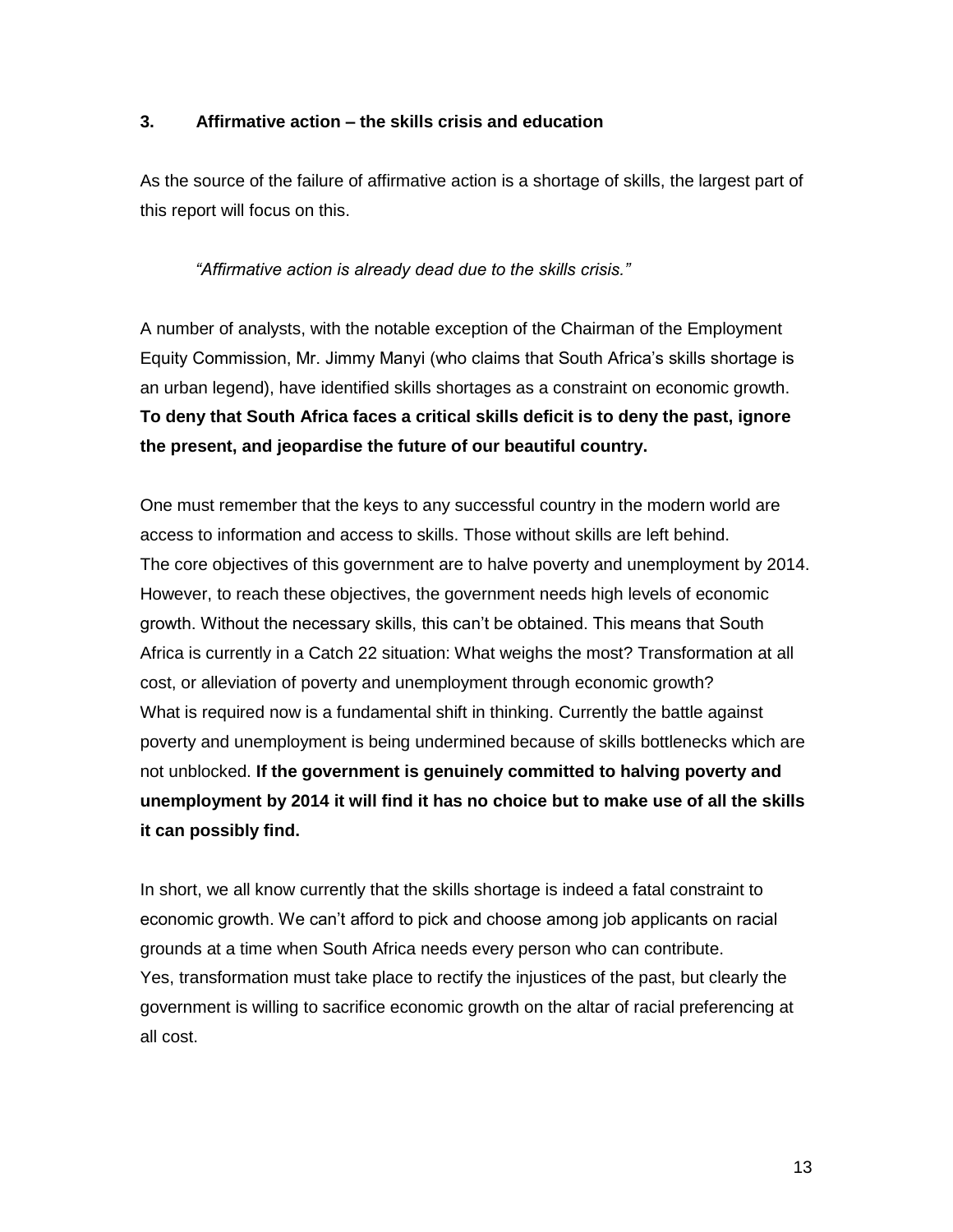## 3. Affirmative action – the skills crisis and education

As the source of the failure of affirmative action is a shortage of skills, the largest part of this report will focus on this.

> *"Affirmative action is already dead due to the skills crisis."*

A number of analysts, with the notable exception of the Chairman of the Employment Equity Commission, Mr. Jimmy Manyi (who claims that South Africa's skills shortage is an urban legend), have identified skills shortages as a constraint on economic growth. **To deny that South Africa faces a critical skills deficit is to deny the past, ignore the present, and jeopardise the future of our beautiful country.**

One must remember that the keys to any successful country in the modern world are access to information and access to skills. Those without skills are left behind.
The core objectives of this government are to halve poverty and unemployment by 2014. However, to reach these objectives, the government needs high levels of economic growth. Without the necessary skills, this can't be obtained. This means that South Africa is currently in a Catch 22 situation: What weighs the most? Transformation at all cost, or alleviation of poverty and unemployment through economic growth?
What is required now is a fundamental shift in thinking. Currently the battle against poverty and unemployment is being undermined because of skills bottlenecks which are not unblocked. **If the government is genuinely committed to halving poverty and unemployment by 2014 it will find it has no choice but to make use of all the skills it can possibly find.**

In short, we all know currently that the skills shortage is indeed a fatal constraint to economic growth. We can't afford to pick and choose among job applicants on racial grounds at a time when South Africa needs every person who can contribute.
Yes, transformation must take place to rectify the injustices of the past, but clearly the government is willing to sacrifice economic growth on the altar of racial preferencing at all cost.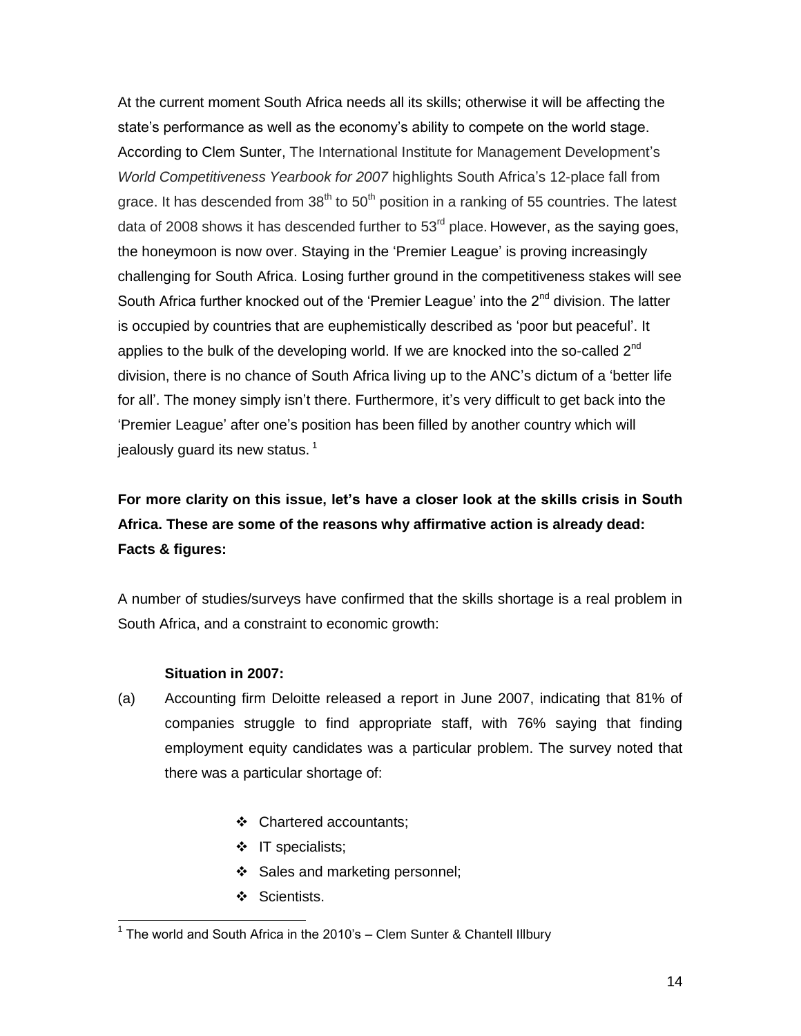At the current moment South Africa needs all its skills; otherwise it will be affecting the state's performance as well as the economy's ability to compete on the world stage. According to Clem Sunter, The International Institute for Management Development's *World Competitiveness Yearbook for 2007* highlights South Africa's 12-place fall from grace. It has descended from 38th to 50th position in a ranking of 55 countries. The latest data of 2008 shows it has descended further to 53rd place. However, as the saying goes, the honeymoon is now over. Staying in the 'Premier League' is proving increasingly challenging for South Africa. Losing further ground in the competitiveness stakes will see South Africa further knocked out of the 'Premier League' into the 2nd division. The latter is occupied by countries that are euphemistically described as 'poor but peaceful'. It applies to the bulk of the developing world. If we are knocked into the so-called 2nd division, there is no chance of South Africa living up to the ANC's dictum of a 'better life for all'. The money simply isn't there. Furthermore, it's very difficult to get back into the 'Premier League' after one's position has been filled by another country which will jealously guard its new status. [1]

**For more clarity on this issue, let's have a closer look at the skills crisis in South Africa. These are some of the reasons why affirmative action is already dead:**
**Facts & figures:**

A number of studies/surveys have confirmed that the skills shortage is a real problem in South Africa, and a constraint to economic growth:

**Situation in 2007:**

(a) Accounting firm Deloitte released a report in June 2007, indicating that 81% of companies struggle to find appropriate staff, with 76% saying that finding employment equity candidates was a particular problem. The survey noted that there was a particular shortage of:

- Chartered accountants;
- IT specialists;
- Sales and marketing personnel;
- Scientists.

[1] The world and South Africa in the 2010's – Clem Sunter & Chantell Illbury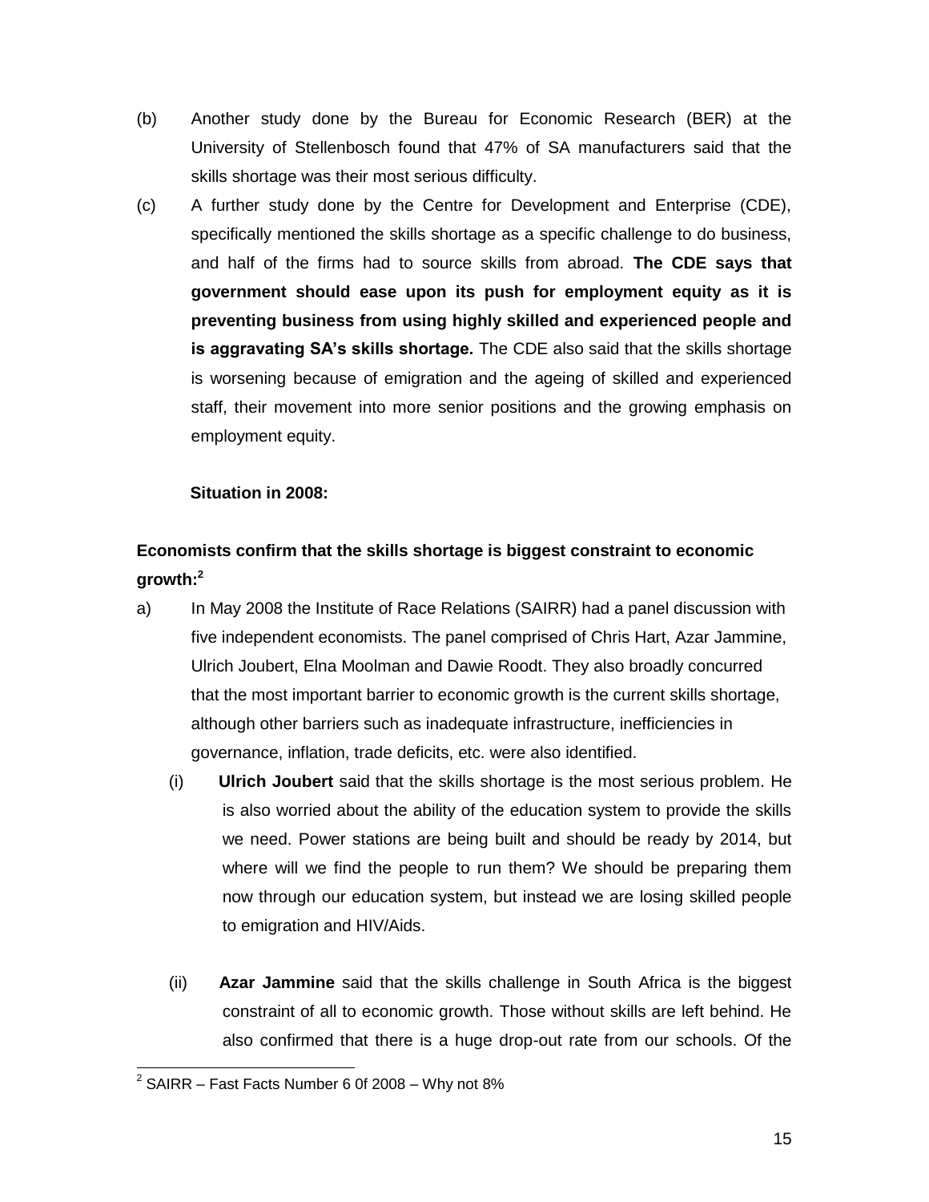(b) Another study done by the Bureau for Economic Research (BER) at the University of Stellenbosch found that 47% of SA manufacturers said that the skills shortage was their most serious difficulty.

(c) A further study done by the Centre for Development and Enterprise (CDE), specifically mentioned the skills shortage as a specific challenge to do business, and half of the firms had to source skills from abroad. **The CDE says that government should ease upon its push for employment equity as it is preventing business from using highly skilled and experienced people and is aggravating SA's skills shortage.** The CDE also said that the skills shortage is worsening because of emigration and the ageing of skilled and experienced staff, their movement into more senior positions and the growing emphasis on employment equity.

**Situation in 2008:**

**Economists confirm that the skills shortage is biggest constraint to economic growth:**[2]

a) In May 2008 the Institute of Race Relations (SAIRR) had a panel discussion with five independent economists. The panel comprised of Chris Hart, Azar Jammine, Ulrich Joubert, Elna Moolman and Dawie Roodt. They also broadly concurred that the most important barrier to economic growth is the current skills shortage, although other barriers such as inadequate infrastructure, inefficiencies in governance, inflation, trade deficits, etc. were also identified.

   (i) **Ulrich Joubert** said that the skills shortage is the most serious problem. He is also worried about the ability of the education system to provide the skills we need. Power stations are being built and should be ready by 2014, but where will we find the people to run them? We should be preparing them now through our education system, but instead we are losing skilled people to emigration and HIV/Aids.

   (ii) **Azar Jammine** said that the skills challenge in South Africa is the biggest constraint of all to economic growth. Those without skills are left behind. He also confirmed that there is a huge drop-out rate from our schools. Of the

---

[2] SAIRR – Fast Facts Number 6 0f 2008 – Why not 8%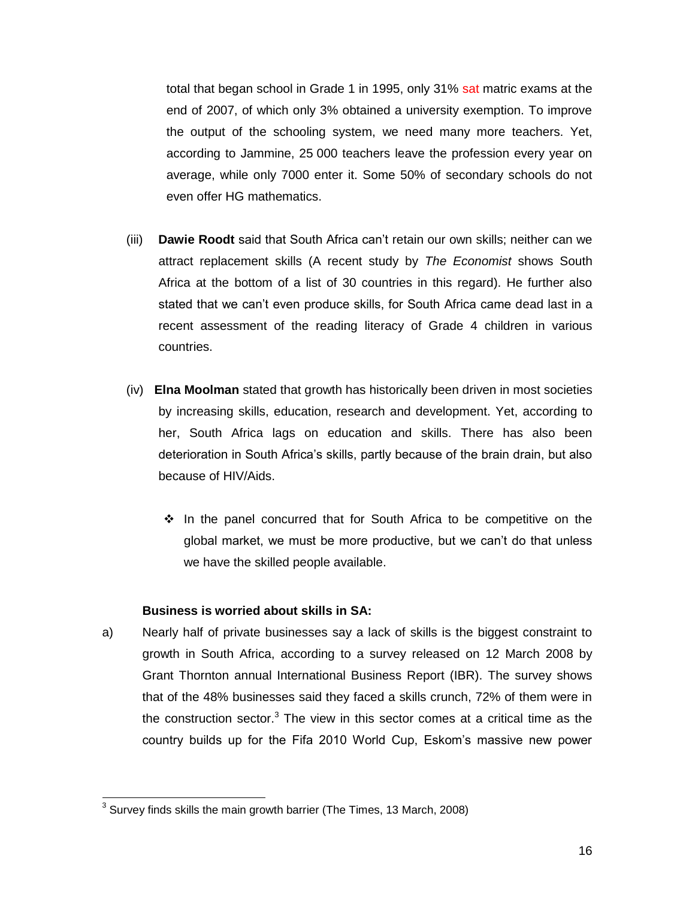total that began school in Grade 1 in 1995, only 31% sat matric exams at the end of 2007, of which only 3% obtained a university exemption. To improve the output of the schooling system, we need many more teachers. Yet, according to Jammine, 25 000 teachers leave the profession every year on average, while only 7000 enter it. Some 50% of secondary schools do not even offer HG mathematics.

(iii) **Dawie Roodt** said that South Africa can't retain our own skills; neither can we attract replacement skills (A recent study by *The Economist* shows South Africa at the bottom of a list of 30 countries in this regard). He further also stated that we can't even produce skills, for South Africa came dead last in a recent assessment of the reading literacy of Grade 4 children in various countries.

(iv) **Elna Moolman** stated that growth has historically been driven in most societies by increasing skills, education, research and development. Yet, according to her, South Africa lags on education and skills. There has also been deterioration in South Africa's skills, partly because of the brain drain, but also because of HIV/Aids.

- In the panel concurred that for South Africa to be competitive on the global market, we must be more productive, but we can't do that unless we have the skilled people available.

**Business is worried about skills in SA:**

a) Nearly half of private businesses say a lack of skills is the biggest constraint to growth in South Africa, according to a survey released on 12 March 2008 by Grant Thornton annual International Business Report (IBR). The survey shows that of the 48% businesses said they faced a skills crunch, 72% of them were in the construction sector.[3] The view in this sector comes at a critical time as the country builds up for the Fifa 2010 World Cup, Eskom's massive new power

[3] Survey finds skills the main growth barrier (The Times, 13 March, 2008)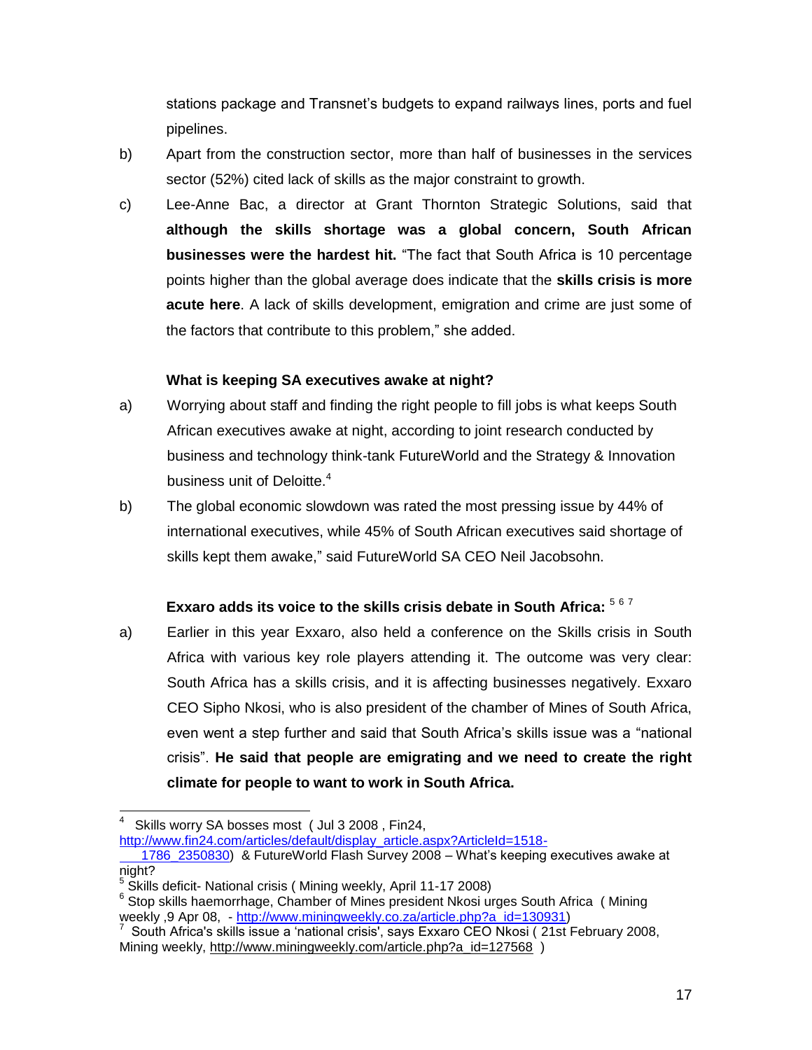stations package and Transnet's budgets to expand railways lines, ports and fuel pipelines.

b) Apart from the construction sector, more than half of businesses in the services sector (52%) cited lack of skills as the major constraint to growth.

c) Lee-Anne Bac, a director at Grant Thornton Strategic Solutions, said that **although the skills shortage was a global concern, South African businesses were the hardest hit.** "The fact that South Africa is 10 percentage points higher than the global average does indicate that the **skills crisis is more acute here**. A lack of skills development, emigration and crime are just some of the factors that contribute to this problem," she added.

**What is keeping SA executives awake at night?**

a) Worrying about staff and finding the right people to fill jobs is what keeps South African executives awake at night, according to joint research conducted by business and technology think-tank FutureWorld and the Strategy & Innovation business unit of Deloitte.[4]

b) The global economic slowdown was rated the most pressing issue by 44% of international executives, while 45% of South African executives said shortage of skills kept them awake," said FutureWorld SA CEO Neil Jacobsohn.

**Exxaro adds its voice to the skills crisis debate in South Africa:** [5 6 7]

a) Earlier in this year Exxaro, also held a conference on the Skills crisis in South Africa with various key role players attending it. The outcome was very clear: South Africa has a skills crisis, and it is affecting businesses negatively. Exxaro CEO Sipho Nkosi, who is also president of the chamber of Mines of South Africa, even went a step further and said that South Africa's skills issue was a "national crisis". **He said that people are emigrating and we need to create the right climate for people to want to work in South Africa.**

---

[4] Skills worry SA bosses most ( Jul 3 2008 , Fin24, http://www.fin24.com/articles/default/display_article.aspx?ArticleId=1518-1786_2350830) & FutureWorld Flash Survey 2008 – What's keeping executives awake at night?

[5] Skills deficit- National crisis ( Mining weekly, April 11-17 2008)

[6] Stop skills haemorrhage, Chamber of Mines president Nkosi urges South Africa ( Mining weekly ,9 Apr 08, - http://www.miningweekly.co.za/article.php?a_id=130931)

[7] South Africa's skills issue a 'national crisis', says Exxaro CEO Nkosi ( 21st February 2008, Mining weekly, http://www.miningweekly.com/article.php?a_id=127568 )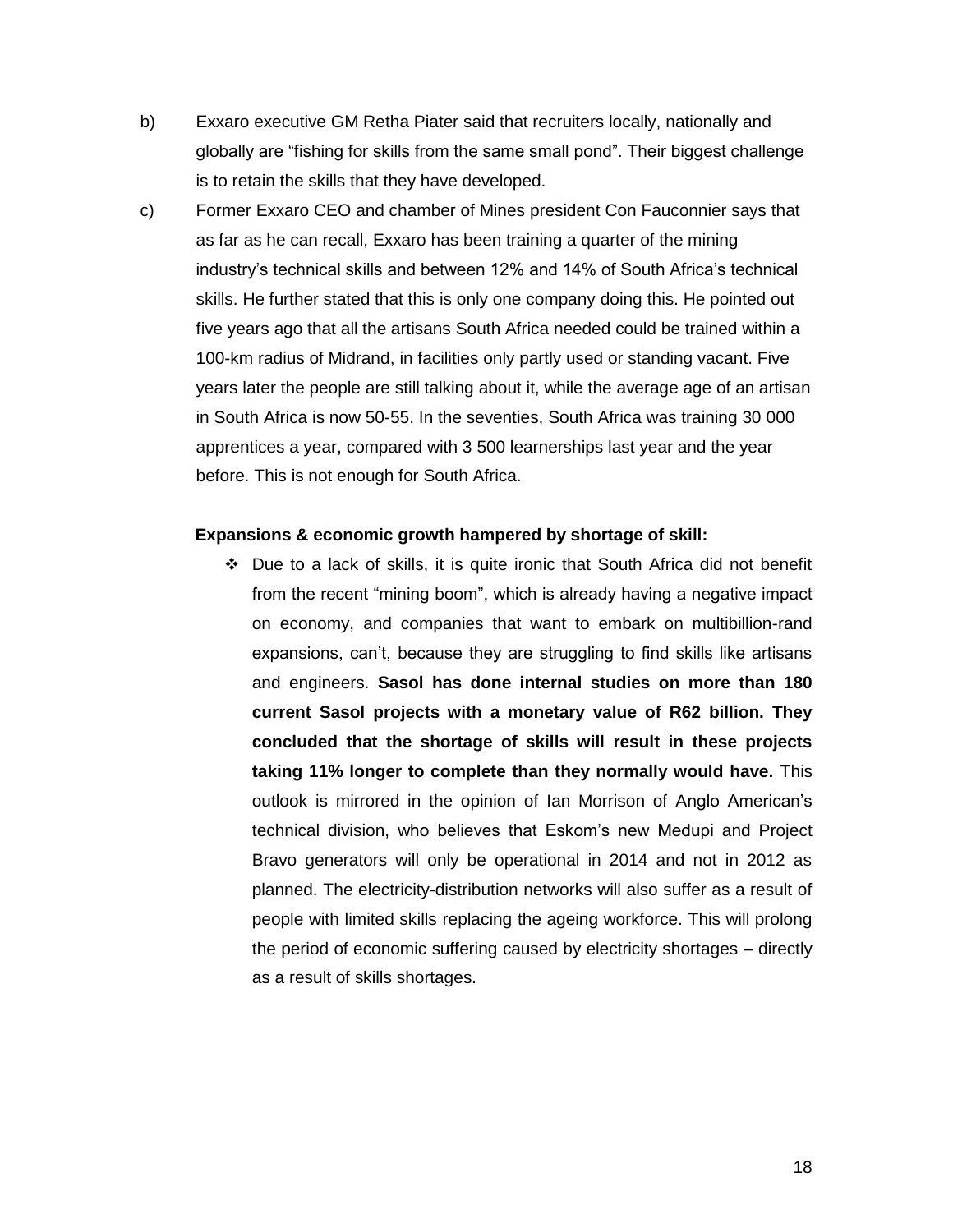b) Exxaro executive GM Retha Piater said that recruiters locally, nationally and globally are "fishing for skills from the same small pond". Their biggest challenge is to retain the skills that they have developed.

c) Former Exxaro CEO and chamber of Mines president Con Fauconnier says that as far as he can recall, Exxaro has been training a quarter of the mining industry's technical skills and between 12% and 14% of South Africa's technical skills. He further stated that this is only one company doing this. He pointed out five years ago that all the artisans South Africa needed could be trained within a 100-km radius of Midrand, in facilities only partly used or standing vacant. Five years later the people are still talking about it, while the average age of an artisan in South Africa is now 50-55. In the seventies, South Africa was training 30 000 apprentices a year, compared with 3 500 learnerships last year and the year before. This is not enough for South Africa.

**Expansions & economic growth hampered by shortage of skill:**

- Due to a lack of skills, it is quite ironic that South Africa did not benefit from the recent "mining boom", which is already having a negative impact on economy, and companies that want to embark on multibillion-rand expansions, can't, because they are struggling to find skills like artisans and engineers. **Sasol has done internal studies on more than 180 current Sasol projects with a monetary value of R62 billion. They concluded that the shortage of skills will result in these projects taking 11% longer to complete than they normally would have.** This outlook is mirrored in the opinion of Ian Morrison of Anglo American's technical division, who believes that Eskom's new Medupi and Project Bravo generators will only be operational in 2014 and not in 2012 as planned. The electricity-distribution networks will also suffer as a result of people with limited skills replacing the ageing workforce. This will prolong the period of economic suffering caused by electricity shortages – directly as a result of skills shortages.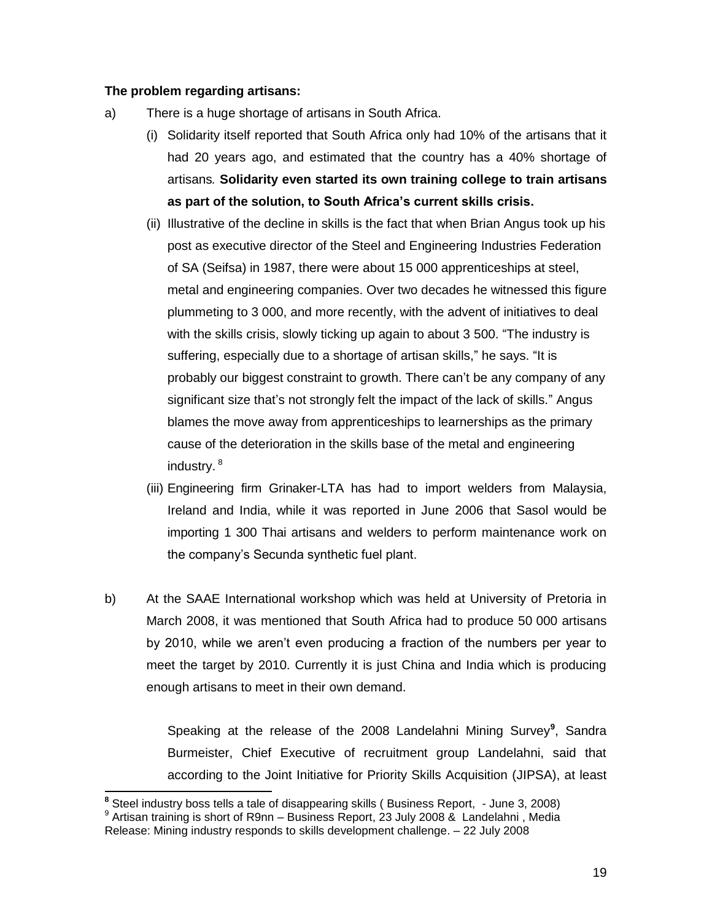**The problem regarding artisans:**

a) There is a huge shortage of artisans in South Africa.

   (i) Solidarity itself reported that South Africa only had 10% of the artisans that it had 20 years ago, and estimated that the country has a 40% shortage of artisans. **Solidarity even started its own training college to train artisans as part of the solution, to South Africa's current skills crisis.**

   (ii) Illustrative of the decline in skills is the fact that when Brian Angus took up his post as executive director of the Steel and Engineering Industries Federation of SA (Seifsa) in 1987, there were about 15 000 apprenticeships at steel, metal and engineering companies. Over two decades he witnessed this figure plummeting to 3 000, and more recently, with the advent of initiatives to deal with the skills crisis, slowly ticking up again to about 3 500. "The industry is suffering, especially due to a shortage of artisan skills," he says. "It is probably our biggest constraint to growth. There can't be any company of any significant size that's not strongly felt the impact of the lack of skills." Angus blames the move away from apprenticeships to learnerships as the primary cause of the deterioration in the skills base of the metal and engineering industry. [8]

   (iii) Engineering firm Grinaker-LTA has had to import welders from Malaysia, Ireland and India, while it was reported in June 2006 that Sasol would be importing 1 300 Thai artisans and welders to perform maintenance work on the company's Secunda synthetic fuel plant.

b) At the SAAE International workshop which was held at University of Pretoria in March 2008, it was mentioned that South Africa had to produce 50 000 artisans by 2010, while we aren't even producing a fraction of the numbers per year to meet the target by 2010. Currently it is just China and India which is producing enough artisans to meet in their own demand.

   Speaking at the release of the 2008 Landelahni Mining Survey[9], Sandra Burmeister, Chief Executive of recruitment group Landelahni, said that according to the Joint Initiative for Priority Skills Acquisition (JIPSA), at least

---

[8] Steel industry boss tells a tale of disappearing skills ( Business Report, - June 3, 2008)

[9] Artisan training is short of R9nn – Business Report, 23 July 2008 & Landelahni , Media Release: Mining industry responds to skills development challenge. – 22 July 2008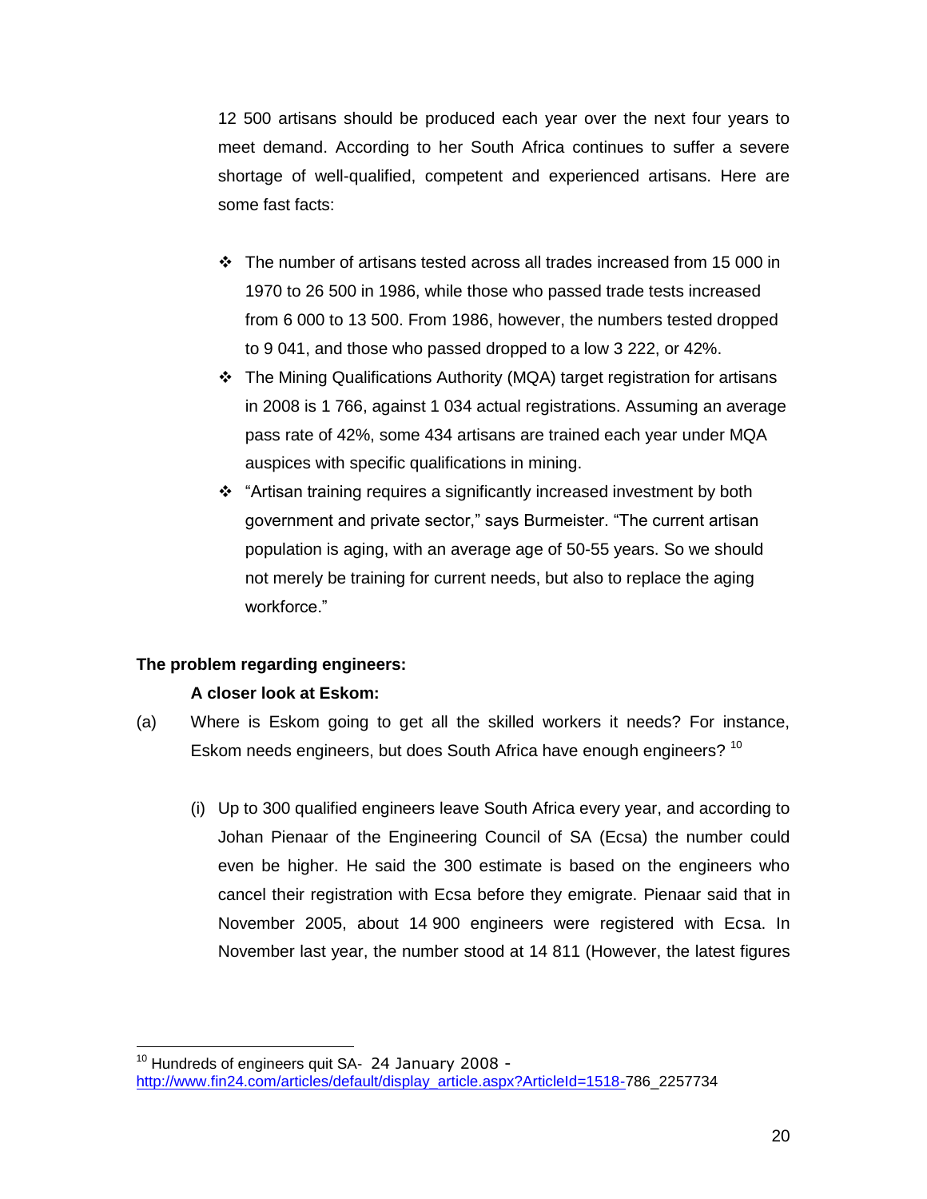12 500 artisans should be produced each year over the next four years to meet demand. According to her South Africa continues to suffer a severe shortage of well-qualified, competent and experienced artisans. Here are some fast facts:

- The number of artisans tested across all trades increased from 15 000 in 1970 to 26 500 in 1986, while those who passed trade tests increased from 6 000 to 13 500. From 1986, however, the numbers tested dropped to 9 041, and those who passed dropped to a low 3 222, or 42%.
- The Mining Qualifications Authority (MQA) target registration for artisans in 2008 is 1 766, against 1 034 actual registrations. Assuming an average pass rate of 42%, some 434 artisans are trained each year under MQA auspices with specific qualifications in mining.
- "Artisan training requires a significantly increased investment by both government and private sector," says Burmeister. "The current artisan population is aging, with an average age of 50-55 years. So we should not merely be training for current needs, but also to replace the aging workforce."

**The problem regarding engineers:**

**A closer look at Eskom:**

(a) Where is Eskom going to get all the skilled workers it needs? For instance, Eskom needs engineers, but does South Africa have enough engineers? [10]

(i) Up to 300 qualified engineers leave South Africa every year, and according to Johan Pienaar of the Engineering Council of SA (Ecsa) the number could even be higher. He said the 300 estimate is based on the engineers who cancel their registration with Ecsa before they emigrate. Pienaar said that in November 2005, about 14 900 engineers were registered with Ecsa. In November last year, the number stood at 14 811 (However, the latest figures

---

[10] Hundreds of engineers quit SA- 24 January 2008 - http://www.fin24.com/articles/default/display_article.aspx?ArticleId=1518-786_2257734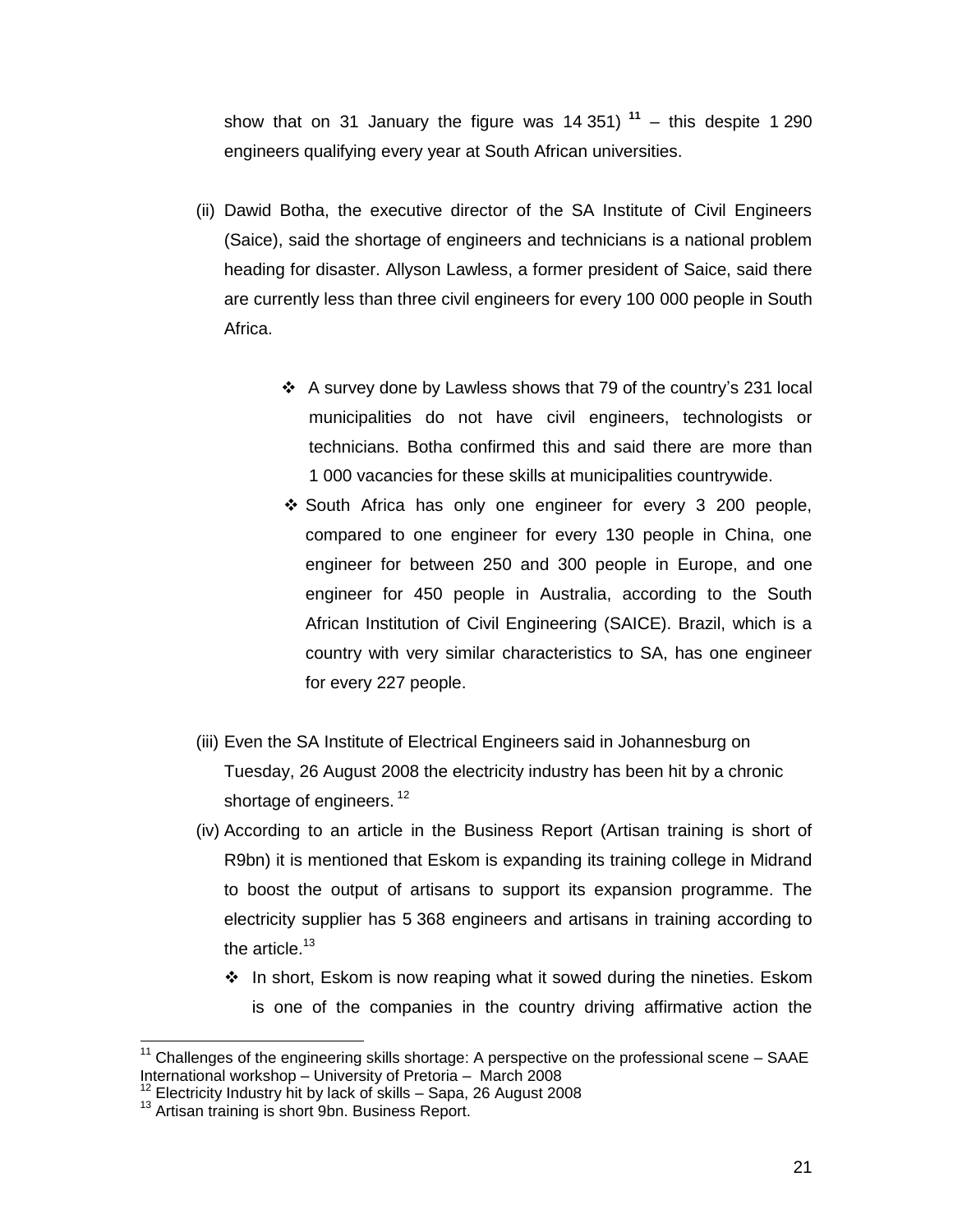show that on 31 January the figure was 14 351) [11] – this despite 1 290 engineers qualifying every year at South African universities.

(ii) Dawid Botha, the executive director of the SA Institute of Civil Engineers (Saice), said the shortage of engineers and technicians is a national problem heading for disaster. Allyson Lawless, a former president of Saice, said there are currently less than three civil engineers for every 100 000 people in South Africa.

- ❖ A survey done by Lawless shows that 79 of the country's 231 local municipalities do not have civil engineers, technologists or technicians. Botha confirmed this and said there are more than 1 000 vacancies for these skills at municipalities countrywide.
- ❖ South Africa has only one engineer for every 3 200 people, compared to one engineer for every 130 people in China, one engineer for between 250 and 300 people in Europe, and one engineer for 450 people in Australia, according to the South African Institution of Civil Engineering (SAICE). Brazil, which is a country with very similar characteristics to SA, has one engineer for every 227 people.

(iii) Even the SA Institute of Electrical Engineers said in Johannesburg on Tuesday, 26 August 2008 the electricity industry has been hit by a chronic shortage of engineers. [12]

(iv) According to an article in the Business Report (Artisan training is short of R9bn) it is mentioned that Eskom is expanding its training college in Midrand to boost the output of artisans to support its expansion programme. The electricity supplier has 5 368 engineers and artisans in training according to the article.[13]

- ❖ In short, Eskom is now reaping what it sowed during the nineties. Eskom is one of the companies in the country driving affirmative action the

---

[11] Challenges of the engineering skills shortage: A perspective on the professional scene – SAAE International workshop – University of Pretoria – March 2008

[12] Electricity Industry hit by lack of skills – Sapa, 26 August 2008

[13] Artisan training is short 9bn. Business Report.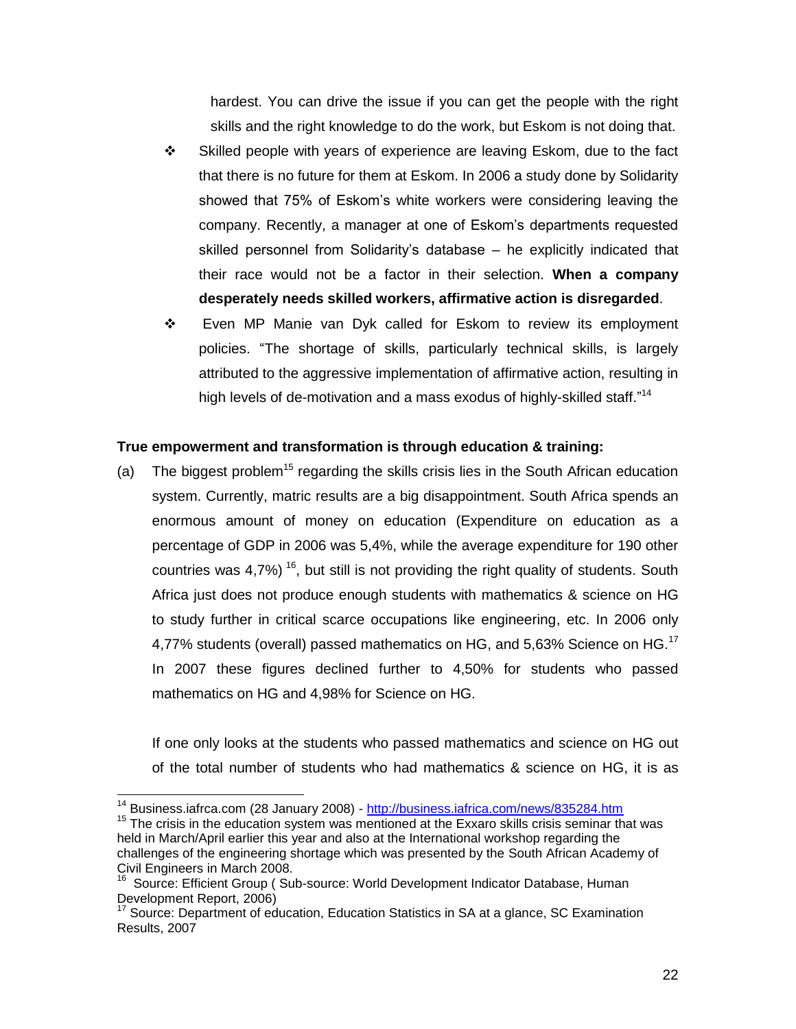hardest. You can drive the issue if you can get the people with the right skills and the right knowledge to do the work, but Eskom is not doing that.

- Skilled people with years of experience are leaving Eskom, due to the fact that there is no future for them at Eskom. In 2006 a study done by Solidarity showed that 75% of Eskom's white workers were considering leaving the company. Recently, a manager at one of Eskom's departments requested skilled personnel from Solidarity's database – he explicitly indicated that their race would not be a factor in their selection. **When a company desperately needs skilled workers, affirmative action is disregarded**.
- Even MP Manie van Dyk called for Eskom to review its employment policies. "The shortage of skills, particularly technical skills, is largely attributed to the aggressive implementation of affirmative action, resulting in high levels of de-motivation and a mass exodus of highly-skilled staff."[14]

**True empowerment and transformation is through education & training:**

(a) The biggest problem[15] regarding the skills crisis lies in the South African education system. Currently, matric results are a big disappointment. South Africa spends an enormous amount of money on education (Expenditure on education as a percentage of GDP in 2006 was 5,4%, while the average expenditure for 190 other countries was 4,7%) [16], but still is not providing the right quality of students. South Africa just does not produce enough students with mathematics & science on HG to study further in critical scarce occupations like engineering, etc. In 2006 only 4,77% students (overall) passed mathematics on HG, and 5,63% Science on HG.[17] In 2007 these figures declined further to 4,50% for students who passed mathematics on HG and 4,98% for Science on HG.

If one only looks at the students who passed mathematics and science on HG out of the total number of students who had mathematics & science on HG, it is as

---

[14] Business.iafrca.com (28 January 2008) - http://business.iafrica.com/news/835284.htm

[15] The crisis in the education system was mentioned at the Exxaro skills crisis seminar that was held in March/April earlier this year and also at the International workshop regarding the challenges of the engineering shortage which was presented by the South African Academy of Civil Engineers in March 2008.

[16] Source: Efficient Group ( Sub-source: World Development Indicator Database, Human Development Report, 2006)

[17] Source: Department of education, Education Statistics in SA at a glance, SC Examination Results, 2007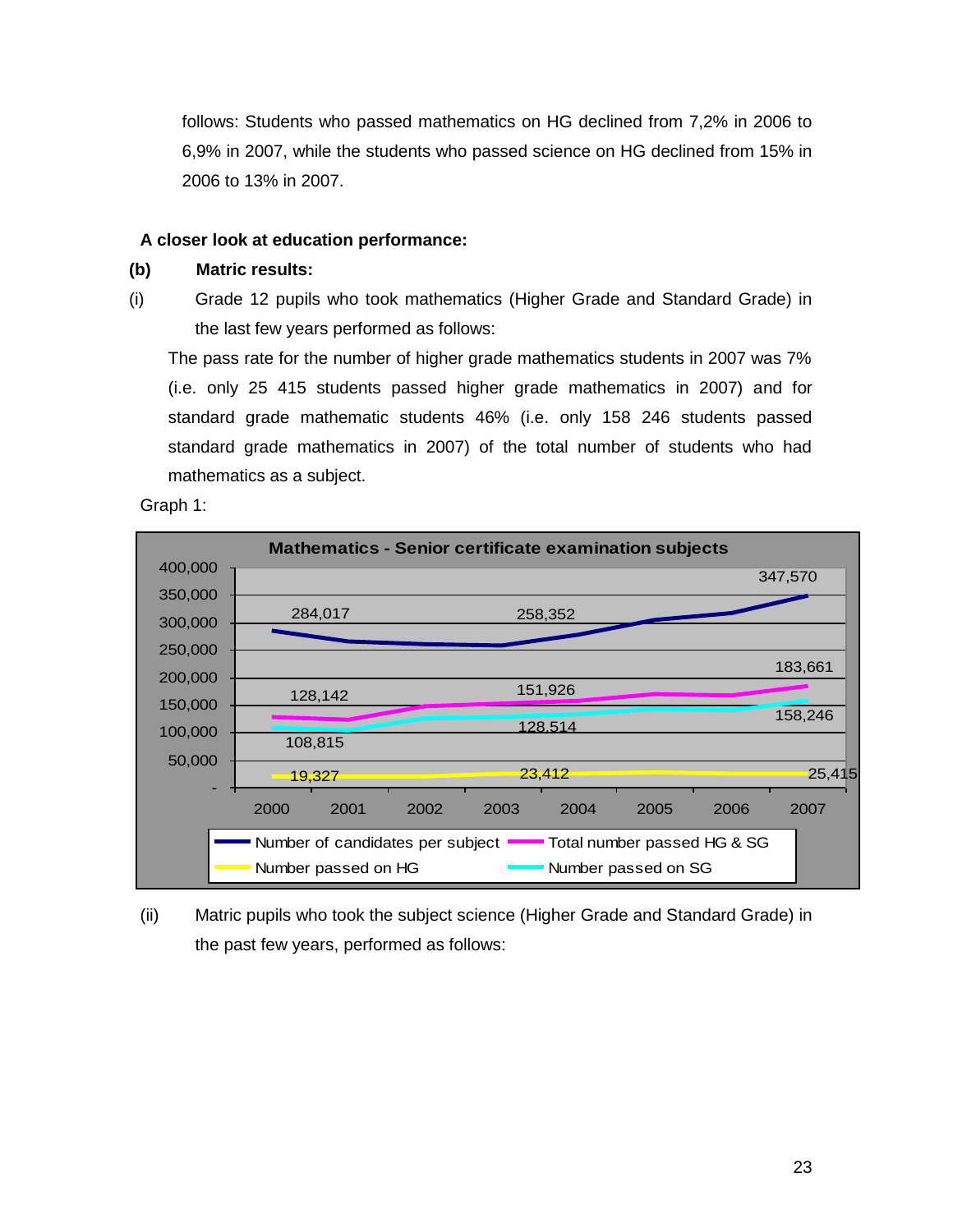follows: Students who passed mathematics on HG declined from 7,2% in 2006 to 6,9% in 2007, while the students who passed science on HG declined from 15% in 2006 to 13% in 2007.

**A closer look at education performance:**

**(b) Matric results:**

(i) Grade 12 pupils who took mathematics (Higher Grade and Standard Grade) in the last few years performed as follows:

The pass rate for the number of higher grade mathematics students in 2007 was 7% (i.e. only 25 415 students passed higher grade mathematics in 2007) and for standard grade mathematic students 46% (i.e. only 158 246 students passed standard grade mathematics in 2007) of the total number of students who had mathematics as a subject.

Graph 1:

**Mathematics - Senior certificate examination subjects**

| Year | Number of candidates per subject | Total number passed HG & SG | Number passed on SG | Number passed on HG |
|---|---|---|---|---|
| 2000 | 284,017 | 128,142 | 108,815 | 19,327 |
| 2003 | 258,352 | 151,926 | 128,514 | 23,412 |
| 2007 | 347,570 | 183,661 | 158,246 | 25,415 |

(ii) Matric pupils who took the subject science (Higher Grade and Standard Grade) in the past few years, performed as follows: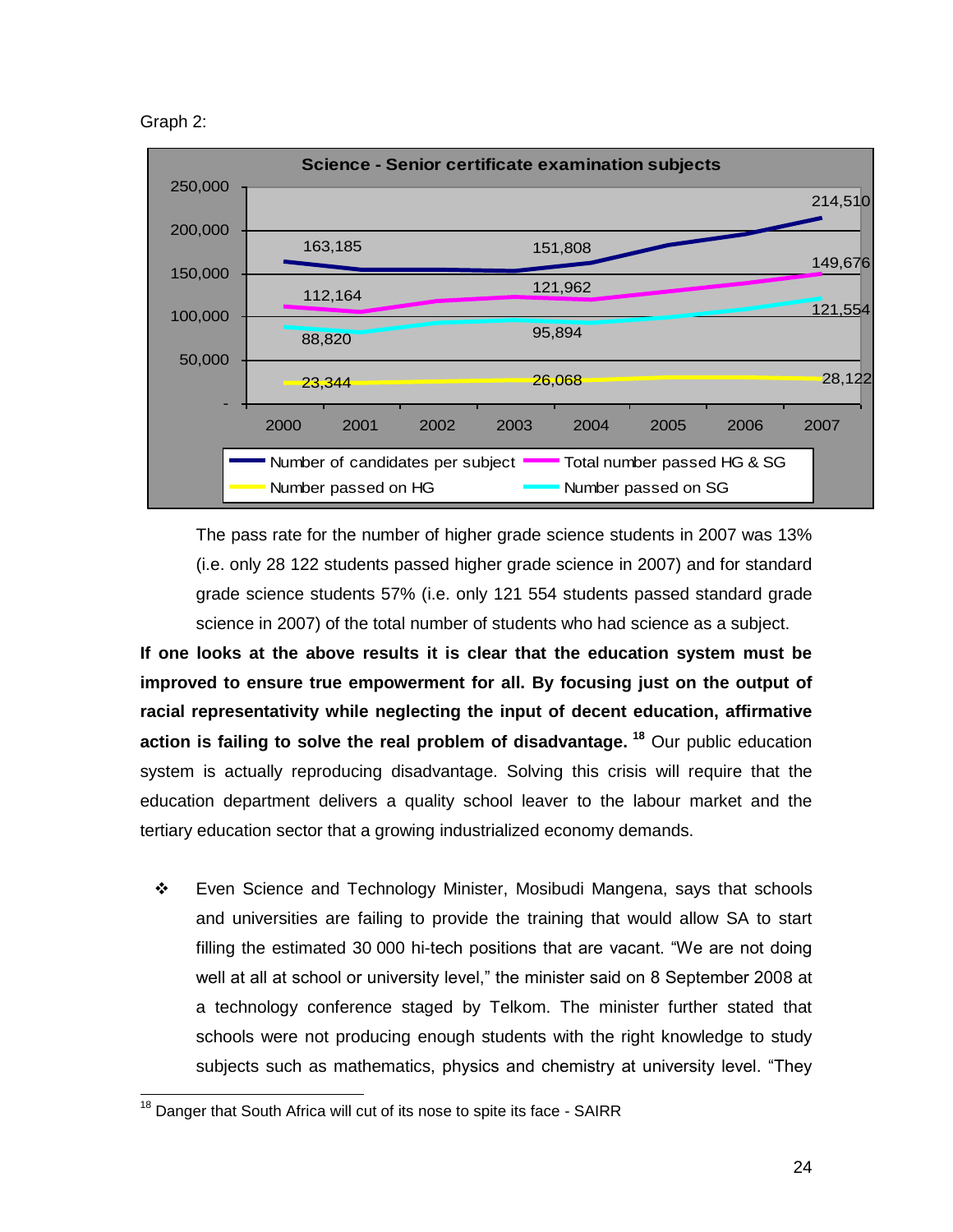Graph 2:

Science - Senior certificate examination subjects

| | 2000 | 2003 | 2007 |
|---|---|---|---|
| Number of candidates per subject | 163,185 | 151,808 | 214,510 |
| Total number passed HG & SG | 112,164 | 121,962 | 149,676 |
| Number passed on SG | 88,820 | 95,894 | 121,554 |
| Number passed on HG | 23,344 | 26,068 | 28,122 |

The pass rate for the number of higher grade science students in 2007 was 13% (i.e. only 28 122 students passed higher grade science in 2007) and for standard grade science students 57% (i.e. only 121 554 students passed standard grade science in 2007) of the total number of students who had science as a subject.

**If one looks at the above results it is clear that the education system must be improved to ensure true empowerment for all. By focusing just on the output of racial representativity while neglecting the input of decent education, affirmative action is failing to solve the real problem of disadvantage.** [18] Our public education system is actually reproducing disadvantage. Solving this crisis will require that the education department delivers a quality school leaver to the labour market and the tertiary education sector that a growing industrialized economy demands.

- Even Science and Technology Minister, Mosibudi Mangena, says that schools and universities are failing to provide the training that would allow SA to start filling the estimated 30 000 hi-tech positions that are vacant. "We are not doing well at all at school or university level," the minister said on 8 September 2008 at a technology conference staged by Telkom. The minister further stated that schools were not producing enough students with the right knowledge to study subjects such as mathematics, physics and chemistry at university level. "They

[18] Danger that South Africa will cut of its nose to spite its face - SAIRR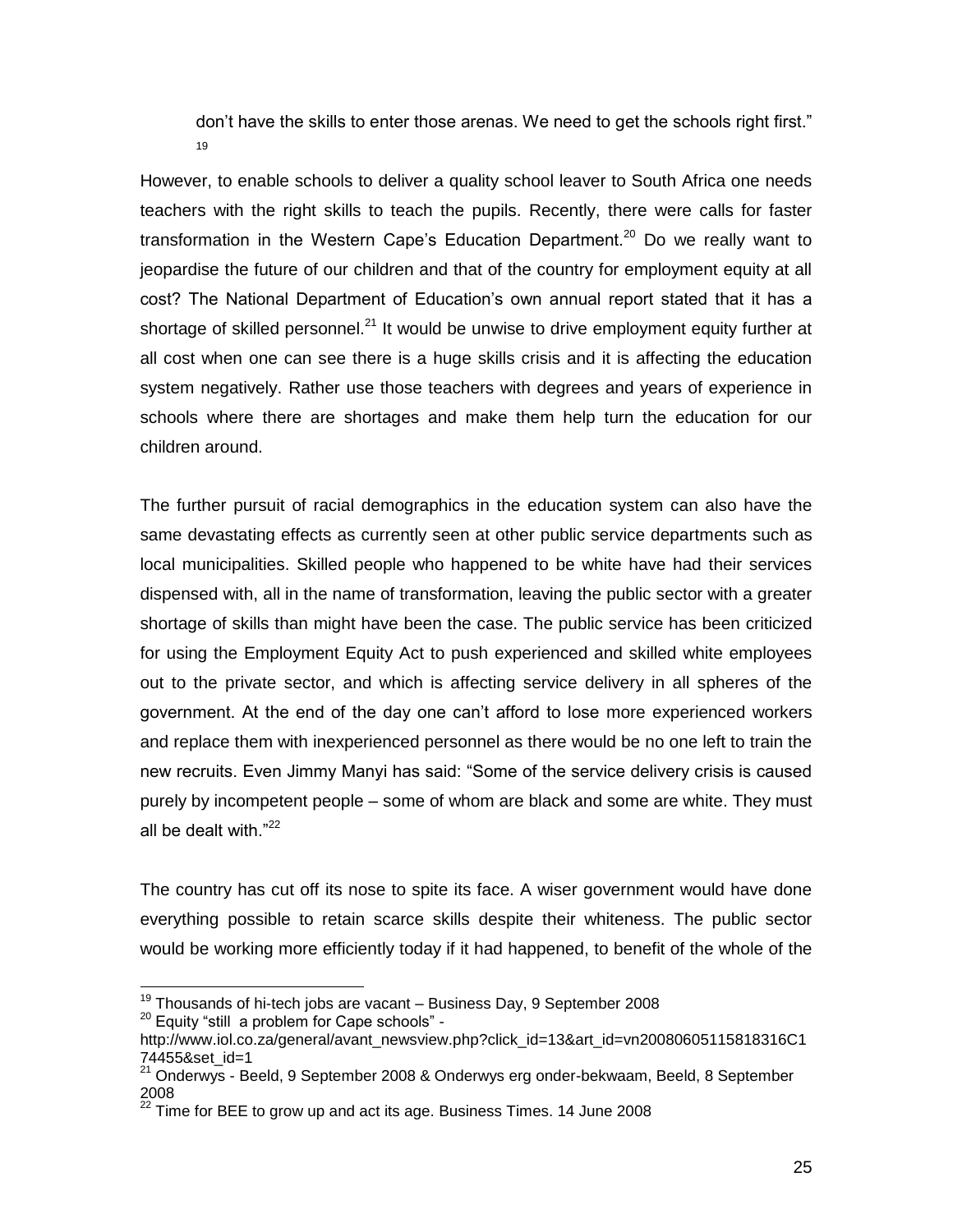don't have the skills to enter those arenas. We need to get the schools right first."[19]

However, to enable schools to deliver a quality school leaver to South Africa one needs teachers with the right skills to teach the pupils. Recently, there were calls for faster transformation in the Western Cape's Education Department.[20] Do we really want to jeopardise the future of our children and that of the country for employment equity at all cost? The National Department of Education's own annual report stated that it has a shortage of skilled personnel.[21] It would be unwise to drive employment equity further at all cost when one can see there is a huge skills crisis and it is affecting the education system negatively. Rather use those teachers with degrees and years of experience in schools where there are shortages and make them help turn the education for our children around.

The further pursuit of racial demographics in the education system can also have the same devastating effects as currently seen at other public service departments such as local municipalities. Skilled people who happened to be white have had their services dispensed with, all in the name of transformation, leaving the public sector with a greater shortage of skills than might have been the case. The public service has been criticized for using the Employment Equity Act to push experienced and skilled white employees out to the private sector, and which is affecting service delivery in all spheres of the government. At the end of the day one can't afford to lose more experienced workers and replace them with inexperienced personnel as there would be no one left to train the new recruits. Even Jimmy Manyi has said: "Some of the service delivery crisis is caused purely by incompetent people – some of whom are black and some are white. They must all be dealt with."[22]

The country has cut off its nose to spite its face. A wiser government would have done everything possible to retain scarce skills despite their whiteness. The public sector would be working more efficiently today if it had happened, to benefit of the whole of the

---

[19] Thousands of hi-tech jobs are vacant – Business Day, 9 September 2008

[20] Equity "still a problem for Cape schools" - http://www.iol.co.za/general/avant_newsview.php?click_id=13&art_id=vn20080605115818316C174455&set_id=1

[21] Onderwys - Beeld, 9 September 2008 & Onderwys erg onder-bekwaam, Beeld, 8 September 2008

[22] Time for BEE to grow up and act its age. Business Times. 14 June 2008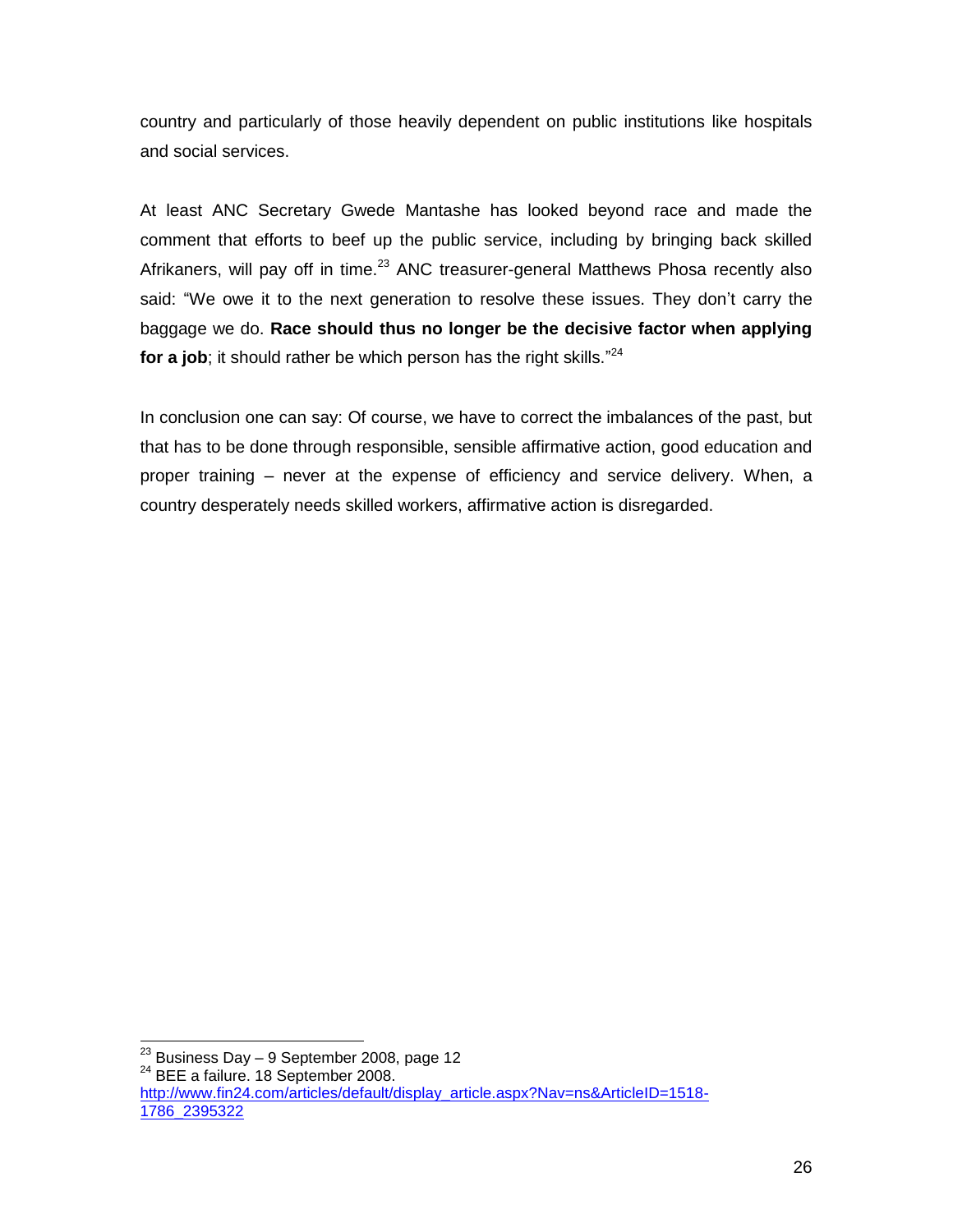country and particularly of those heavily dependent on public institutions like hospitals and social services.

At least ANC Secretary Gwede Mantashe has looked beyond race and made the comment that efforts to beef up the public service, including by bringing back skilled Afrikaners, will pay off in time.[23] ANC treasurer-general Matthews Phosa recently also said: "We owe it to the next generation to resolve these issues. They don't carry the baggage we do. **Race should thus no longer be the decisive factor when applying for a job**; it should rather be which person has the right skills."[24]

In conclusion one can say: Of course, we have to correct the imbalances of the past, but that has to be done through responsible, sensible affirmative action, good education and proper training – never at the expense of efficiency and service delivery. When, a country desperately needs skilled workers, affirmative action is disregarded.

---

[23] Business Day – 9 September 2008, page 12

[24] BEE a failure. 18 September 2008. http://www.fin24.com/articles/default/display_article.aspx?Nav=ns&ArticleID=1518-1786_2395322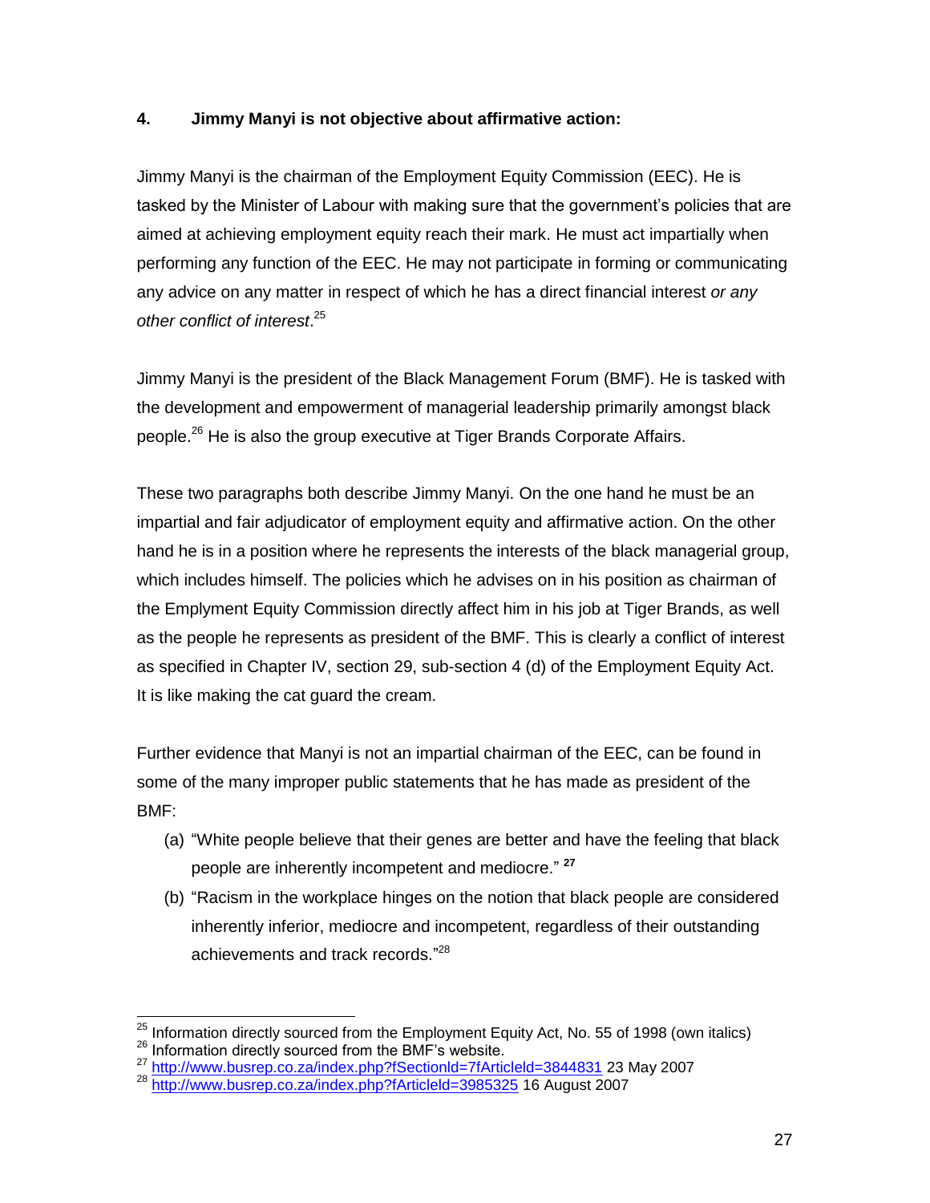### 4. Jimmy Manyi is not objective about affirmative action:

Jimmy Manyi is the chairman of the Employment Equity Commission (EEC). He is tasked by the Minister of Labour with making sure that the government's policies that are aimed at achieving employment equity reach their mark. He must act impartially when performing any function of the EEC. He may not participate in forming or communicating any advice on any matter in respect of which he has a direct financial interest *or any other conflict of interest*.[25]

Jimmy Manyi is the president of the Black Management Forum (BMF). He is tasked with the development and empowerment of managerial leadership primarily amongst black people.[26] He is also the group executive at Tiger Brands Corporate Affairs.

These two paragraphs both describe Jimmy Manyi. On the one hand he must be an impartial and fair adjudicator of employment equity and affirmative action. On the other hand he is in a position where he represents the interests of the black managerial group, which includes himself. The policies which he advises on in his position as chairman of the Emplyment Equity Commission directly affect him in his job at Tiger Brands, as well as the people he represents as president of the BMF. This is clearly a conflict of interest as specified in Chapter IV, section 29, sub-section 4 (d) of the Employment Equity Act. It is like making the cat guard the cream.

Further evidence that Manyi is not an impartial chairman of the EEC, can be found in some of the many improper public statements that he has made as president of the BMF:

(a) "White people believe that their genes are better and have the feeling that black people are inherently incompetent and mediocre." [27]

(b) "Racism in the workplace hinges on the notion that black people are considered inherently inferior, mediocre and incompetent, regardless of their outstanding achievements and track records."[28]

---

[25] Information directly sourced from the Employment Equity Act, No. 55 of 1998 (own italics)

[26] Information directly sourced from the BMF's website.

[27] http://www.busrep.co.za/index.php?fSectionId=7fArticleId=3844831 23 May 2007

[28] http://www.busrep.co.za/index.php?fArticleId=3985325 16 August 2007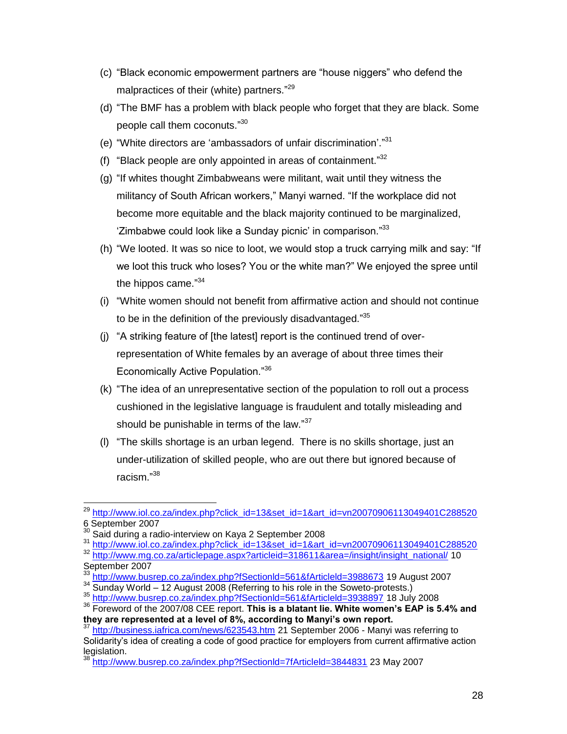(c) "Black economic empowerment partners are "house niggers" who defend the malpractices of their (white) partners."[29]

(d) "The BMF has a problem with black people who forget that they are black. Some people call them coconuts."[30]

(e) "White directors are 'ambassadors of unfair discrimination'."[31]

(f) "Black people are only appointed in areas of containment."[32]

(g) "If whites thought Zimbabweans were militant, wait until they witness the militancy of South African workers," Manyi warned. "If the workplace did not become more equitable and the black majority continued to be marginalized, 'Zimbabwe could look like a Sunday picnic' in comparison."[33]

(h) "We looted. It was so nice to loot, we would stop a truck carrying milk and say: "If we loot this truck who loses? You or the white man?" We enjoyed the spree until the hippos came."[34]

(i) "White women should not benefit from affirmative action and should not continue to be in the definition of the previously disadvantaged."[35]

(j) "A striking feature of [the latest] report is the continued trend of over-representation of White females by an average of about three times their Economically Active Population."[36]

(k) "The idea of an unrepresentative section of the population to roll out a process cushioned in the legislative language is fraudulent and totally misleading and should be punishable in terms of the law."[37]

(l) "The skills shortage is an urban legend. There is no skills shortage, just an under-utilization of skilled people, who are out there but ignored because of racism."[38]

---

[29] http://www.iol.co.za/index.php?click_id=13&set_id=1&art_id=vn20070906113049401C288520 6 September 2007

[30] Said during a radio-interview on Kaya 2 September 2008

[31] http://www.iol.co.za/index.php?click_id=13&set_id=1&art_id=vn20070906113049401C288520

[32] http://www.mg.co.za/articlepage.aspx?articleid=318611&area=/insight/insight_national/ 10 September 2007

[33] http://www.busrep.co.za/index.php?fSectionId=561&fArticleId=3988673 19 August 2007

[34] Sunday World – 12 August 2008 (Referring to his role in the Soweto-protests.)

[35] http://www.busrep.co.za/index.php?fSectionId=561&fArticleId=3938897 18 July 2008

[36] Foreword of the 2007/08 CEE report. **This is a blatant lie. White women's EAP is 5.4% and they are represented at a level of 8%, according to Manyi's own report.**

[37] http://business.iafrica.com/news/623543.htm 21 September 2006 - Manyi was referring to Solidarity's idea of creating a code of good practice for employers from current affirmative action legislation.

[38] http://www.busrep.co.za/index.php?fSectionId=7fArticleId=3844831 23 May 2007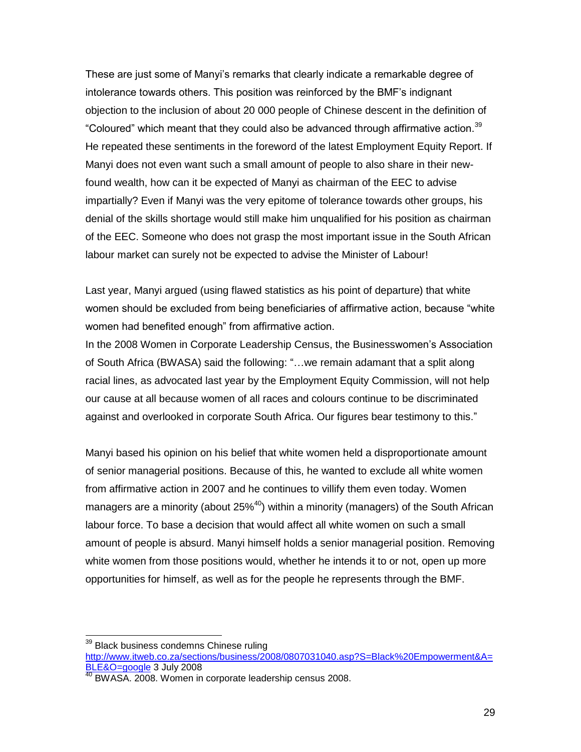These are just some of Manyi's remarks that clearly indicate a remarkable degree of intolerance towards others. This position was reinforced by the BMF's indignant objection to the inclusion of about 20 000 people of Chinese descent in the definition of "Coloured" which meant that they could also be advanced through affirmative action.[39] He repeated these sentiments in the foreword of the latest Employment Equity Report. If Manyi does not even want such a small amount of people to also share in their new-found wealth, how can it be expected of Manyi as chairman of the EEC to advise impartially? Even if Manyi was the very epitome of tolerance towards other groups, his denial of the skills shortage would still make him unqualified for his position as chairman of the EEC. Someone who does not grasp the most important issue in the South African labour market can surely not be expected to advise the Minister of Labour!

Last year, Manyi argued (using flawed statistics as his point of departure) that white women should be excluded from being beneficiaries of affirmative action, because "white women had benefited enough" from affirmative action.

In the 2008 Women in Corporate Leadership Census, the Businesswomen's Association of South Africa (BWASA) said the following: "…we remain adamant that a split along racial lines, as advocated last year by the Employment Equity Commission, will not help our cause at all because women of all races and colours continue to be discriminated against and overlooked in corporate South Africa. Our figures bear testimony to this."

Manyi based his opinion on his belief that white women held a disproportionate amount of senior managerial positions. Because of this, he wanted to exclude all white women from affirmative action in 2007 and he continues to villify them even today. Women managers are a minority (about 25%[40]) within a minority (managers) of the South African labour force. To base a decision that would affect all white women on such a small amount of people is absurd. Manyi himself holds a senior managerial position. Removing white women from those positions would, whether he intends it to or not, open up more opportunities for himself, as well as for the people he represents through the BMF.

---

[39] Black business condemns Chinese ruling http://www.itweb.co.za/sections/business/2008/0807031040.asp?S=Black%20Empowerment&A=BLE&O=google 3 July 2008

[40] BWASA. 2008. Women in corporate leadership census 2008.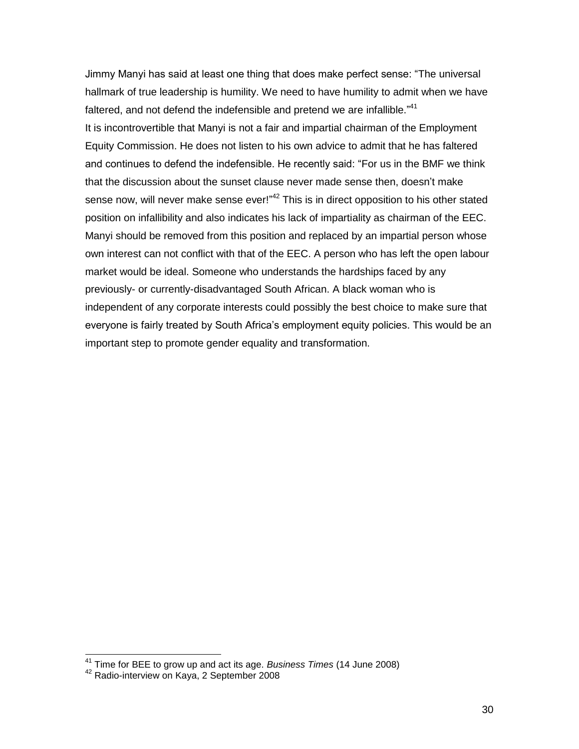Jimmy Manyi has said at least one thing that does make perfect sense: “The universal hallmark of true leadership is humility. We need to have humility to admit when we have faltered, and not defend the indefensible and pretend we are infallible.”[41]

It is incontrovertible that Manyi is not a fair and impartial chairman of the Employment Equity Commission. He does not listen to his own advice to admit that he has faltered and continues to defend the indefensible. He recently said: “For us in the BMF we think that the discussion about the sunset clause never made sense then, doesn’t make sense now, will never make sense ever!”[42] This is in direct opposition to his other stated position on infallibility and also indicates his lack of impartiality as chairman of the EEC. Manyi should be removed from this position and replaced by an impartial person whose own interest can not conflict with that of the EEC. A person who has left the open labour market would be ideal. Someone who understands the hardships faced by any previously- or currently-disadvantaged South African. A black woman who is independent of any corporate interests could possibly the best choice to make sure that everyone is fairly treated by South Africa’s employment equity policies. This would be an important step to promote gender equality and transformation.

---

[41] Time for BEE to grow up and act its age. *Business Times* (14 June 2008)

[42] Radio-interview on Kaya, 2 September 2008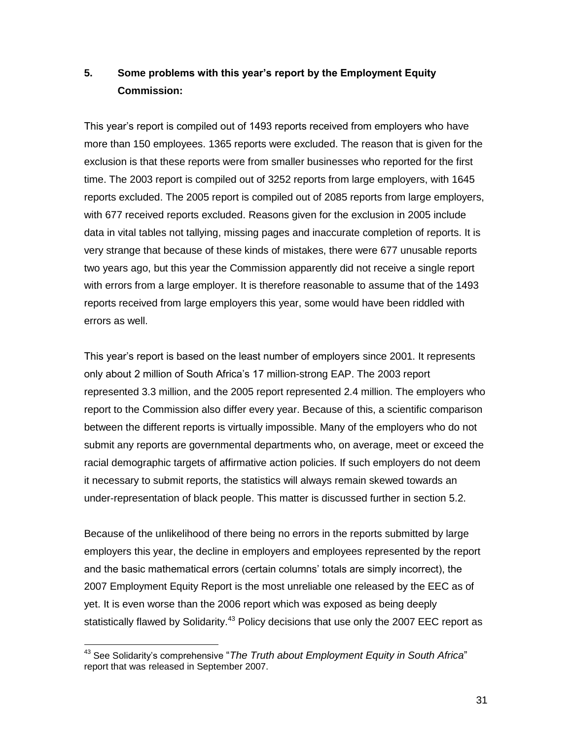## 5. Some problems with this year's report by the Employment Equity Commission:

This year's report is compiled out of 1493 reports received from employers who have more than 150 employees. 1365 reports were excluded. The reason that is given for the exclusion is that these reports were from smaller businesses who reported for the first time. The 2003 report is compiled out of 3252 reports from large employers, with 1645 reports excluded. The 2005 report is compiled out of 2085 reports from large employers, with 677 received reports excluded. Reasons given for the exclusion in 2005 include data in vital tables not tallying, missing pages and inaccurate completion of reports. It is very strange that because of these kinds of mistakes, there were 677 unusable reports two years ago, but this year the Commission apparently did not receive a single report with errors from a large employer. It is therefore reasonable to assume that of the 1493 reports received from large employers this year, some would have been riddled with errors as well.

This year's report is based on the least number of employers since 2001. It represents only about 2 million of South Africa's 17 million-strong EAP. The 2003 report represented 3.3 million, and the 2005 report represented 2.4 million. The employers who report to the Commission also differ every year. Because of this, a scientific comparison between the different reports is virtually impossible. Many of the employers who do not submit any reports are governmental departments who, on average, meet or exceed the racial demographic targets of affirmative action policies. If such employers do not deem it necessary to submit reports, the statistics will always remain skewed towards an under-representation of black people. This matter is discussed further in section 5.2.

Because of the unlikelihood of there being no errors in the reports submitted by large employers this year, the decline in employers and employees represented by the report and the basic mathematical errors (certain columns' totals are simply incorrect), the 2007 Employment Equity Report is the most unreliable one released by the EEC as of yet. It is even worse than the 2006 report which was exposed as being deeply statistically flawed by Solidarity.[43] Policy decisions that use only the 2007 EEC report as

---

[43] See Solidarity's comprehensive "*The Truth about Employment Equity in South Africa*" report that was released in September 2007.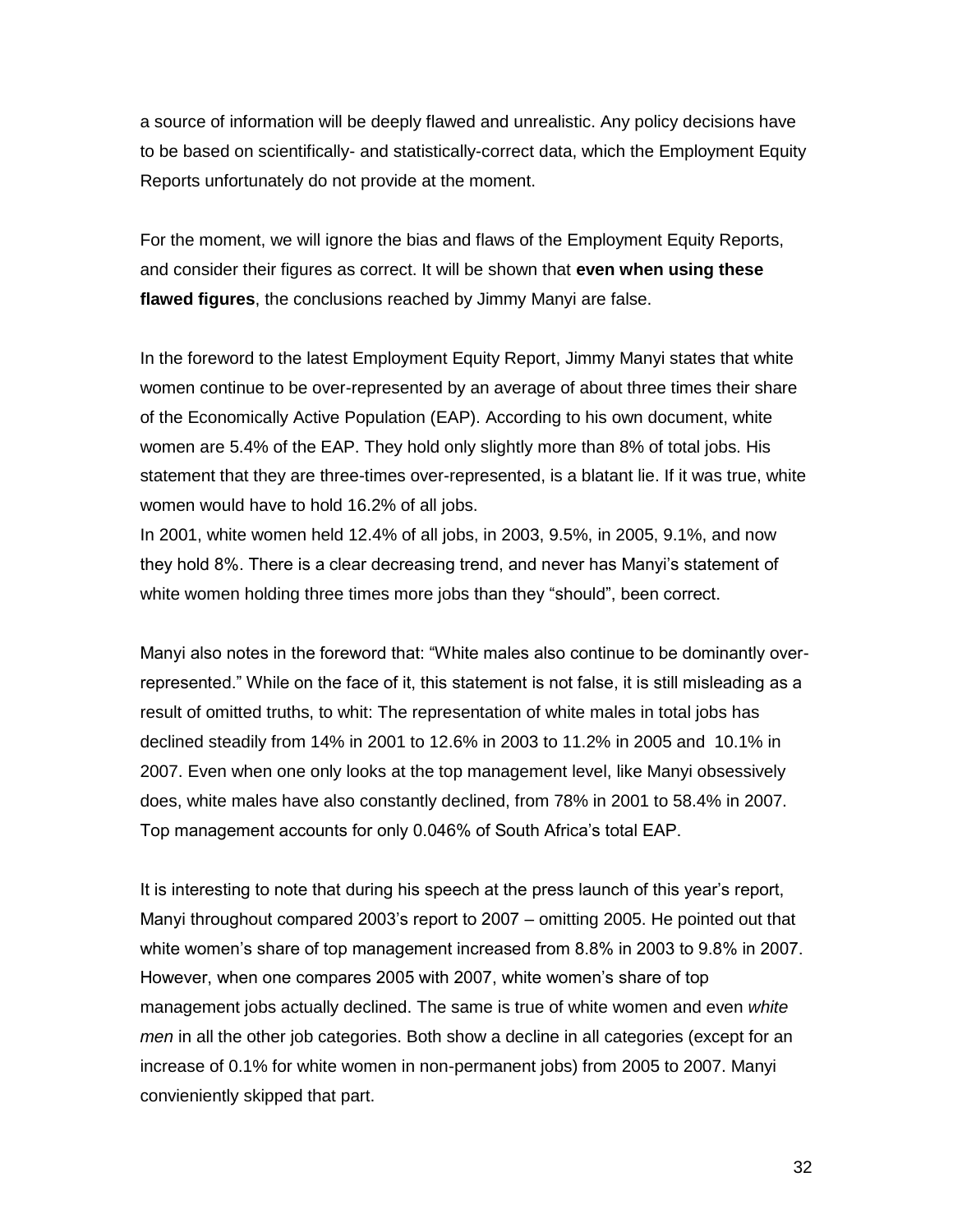a source of information will be deeply flawed and unrealistic. Any policy decisions have to be based on scientifically- and statistically-correct data, which the Employment Equity Reports unfortunately do not provide at the moment.

For the moment, we will ignore the bias and flaws of the Employment Equity Reports, and consider their figures as correct. It will be shown that **even when using these flawed figures**, the conclusions reached by Jimmy Manyi are false.

In the foreword to the latest Employment Equity Report, Jimmy Manyi states that white women continue to be over-represented by an average of about three times their share of the Economically Active Population (EAP). According to his own document, white women are 5.4% of the EAP. They hold only slightly more than 8% of total jobs. His statement that they are three-times over-represented, is a blatant lie. If it was true, white women would have to hold 16.2% of all jobs.
In 2001, white women held 12.4% of all jobs, in 2003, 9.5%, in 2005, 9.1%, and now they hold 8%. There is a clear decreasing trend, and never has Manyi's statement of white women holding three times more jobs than they "should", been correct.

Manyi also notes in the foreword that: "White males also continue to be dominantly over-represented." While on the face of it, this statement is not false, it is still misleading as a result of omitted truths, to whit: The representation of white males in total jobs has declined steadily from 14% in 2001 to 12.6% in 2003 to 11.2% in 2005 and 10.1% in 2007. Even when one only looks at the top management level, like Manyi obsessively does, white males have also constantly declined, from 78% in 2001 to 58.4% in 2007. Top management accounts for only 0.046% of South Africa's total EAP.

It is interesting to note that during his speech at the press launch of this year's report, Manyi throughout compared 2003's report to 2007 – omitting 2005. He pointed out that white women's share of top management increased from 8.8% in 2003 to 9.8% in 2007. However, when one compares 2005 with 2007, white women's share of top management jobs actually declined. The same is true of white women and even *white men* in all the other job categories. Both show a decline in all categories (except for an increase of 0.1% for white women in non-permanent jobs) from 2005 to 2007. Manyi convieniently skipped that part.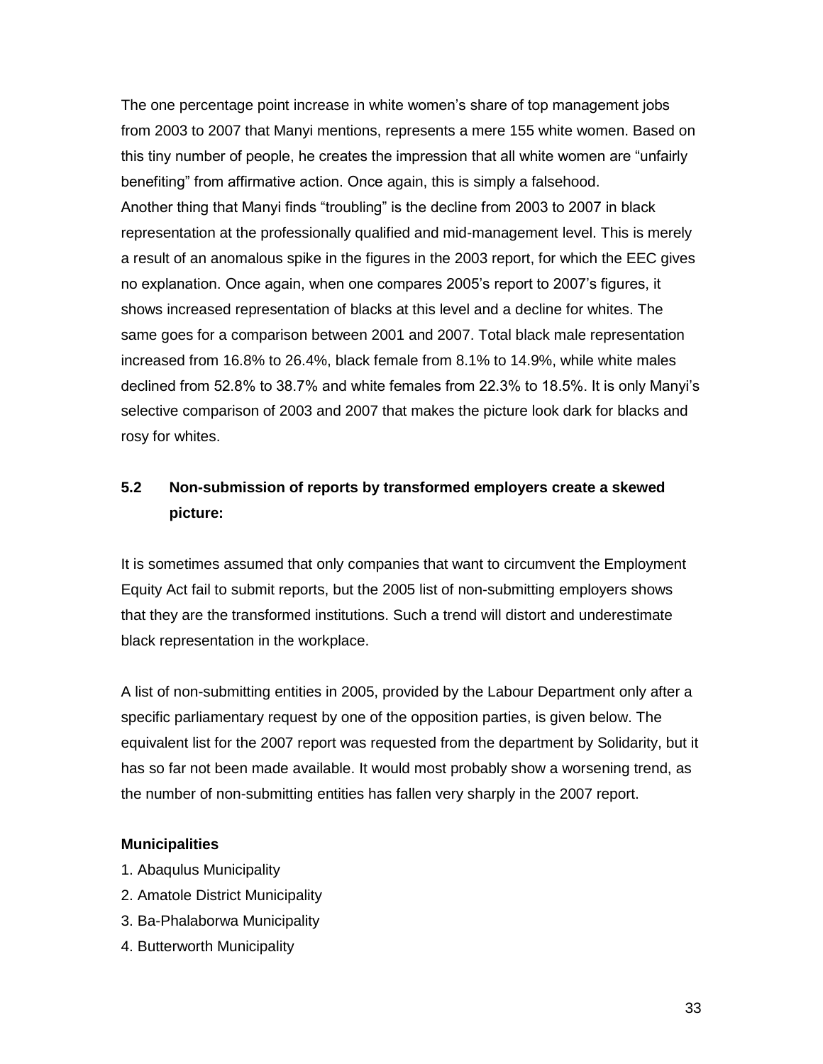The one percentage point increase in white women's share of top management jobs from 2003 to 2007 that Manyi mentions, represents a mere 155 white women. Based on this tiny number of people, he creates the impression that all white women are "unfairly benefiting" from affirmative action. Once again, this is simply a falsehood.
Another thing that Manyi finds "troubling" is the decline from 2003 to 2007 in black representation at the professionally qualified and mid-management level. This is merely a result of an anomalous spike in the figures in the 2003 report, for which the EEC gives no explanation. Once again, when one compares 2005's report to 2007's figures, it shows increased representation of blacks at this level and a decline for whites. The same goes for a comparison between 2001 and 2007. Total black male representation increased from 16.8% to 26.4%, black female from 8.1% to 14.9%, while white males declined from 52.8% to 38.7% and white females from 22.3% to 18.5%. It is only Manyi's selective comparison of 2003 and 2007 that makes the picture look dark for blacks and rosy for whites.

### 5.2 Non-submission of reports by transformed employers create a skewed picture:

It is sometimes assumed that only companies that want to circumvent the Employment Equity Act fail to submit reports, but the 2005 list of non-submitting employers shows that they are the transformed institutions. Such a trend will distort and underestimate black representation in the workplace.

A list of non-submitting entities in 2005, provided by the Labour Department only after a specific parliamentary request by one of the opposition parties, is given below. The equivalent list for the 2007 report was requested from the department by Solidarity, but it has so far not been made available. It would most probably show a worsening trend, as the number of non-submitting entities has fallen very sharply in the 2007 report.

**Municipalities**

1. Abaqulus Municipality
2. Amatole District Municipality
3. Ba-Phalaborwa Municipality
4. Butterworth Municipality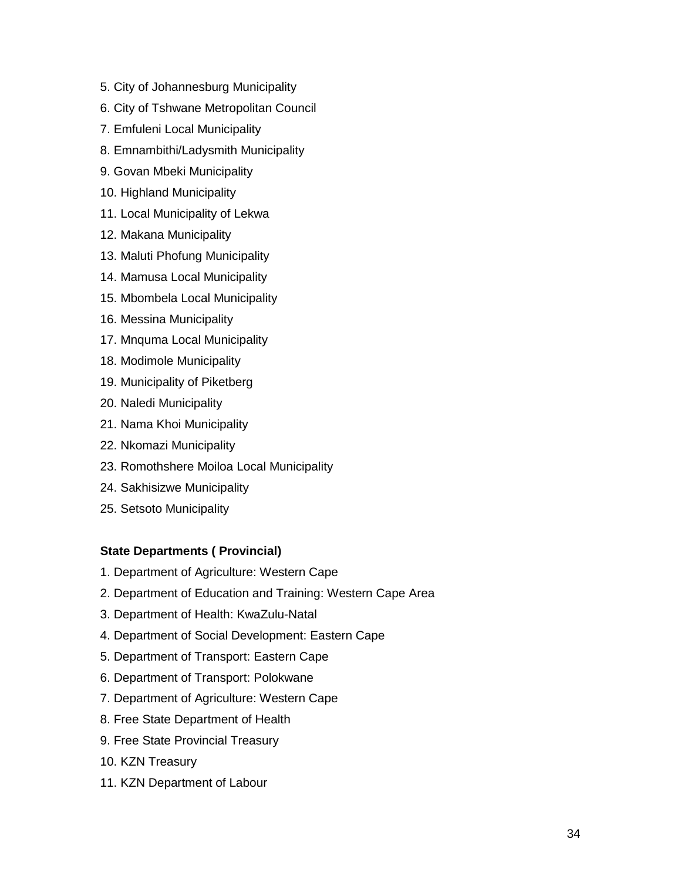5. City of Johannesburg Municipality
6. City of Tshwane Metropolitan Council
7. Emfuleni Local Municipality
8. Emnambithi/Ladysmith Municipality
9. Govan Mbeki Municipality
10. Highland Municipality
11. Local Municipality of Lekwa
12. Makana Municipality
13. Maluti Phofung Municipality
14. Mamusa Local Municipality
15. Mbombela Local Municipality
16. Messina Municipality
17. Mnquma Local Municipality
18. Modimole Municipality
19. Municipality of Piketberg
20. Naledi Municipality
21. Nama Khoi Municipality
22. Nkomazi Municipality
23. Romothshere Moiloa Local Municipality
24. Sakhisizwe Municipality
25. Setsoto Municipality

**State Departments ( Provincial)**

1. Department of Agriculture: Western Cape
2. Department of Education and Training: Western Cape Area
3. Department of Health: KwaZulu-Natal
4. Department of Social Development: Eastern Cape
5. Department of Transport: Eastern Cape
6. Department of Transport: Polokwane
7. Department of Agriculture: Western Cape
8. Free State Department of Health
9. Free State Provincial Treasury
10. KZN Treasury
11. KZN Department of Labour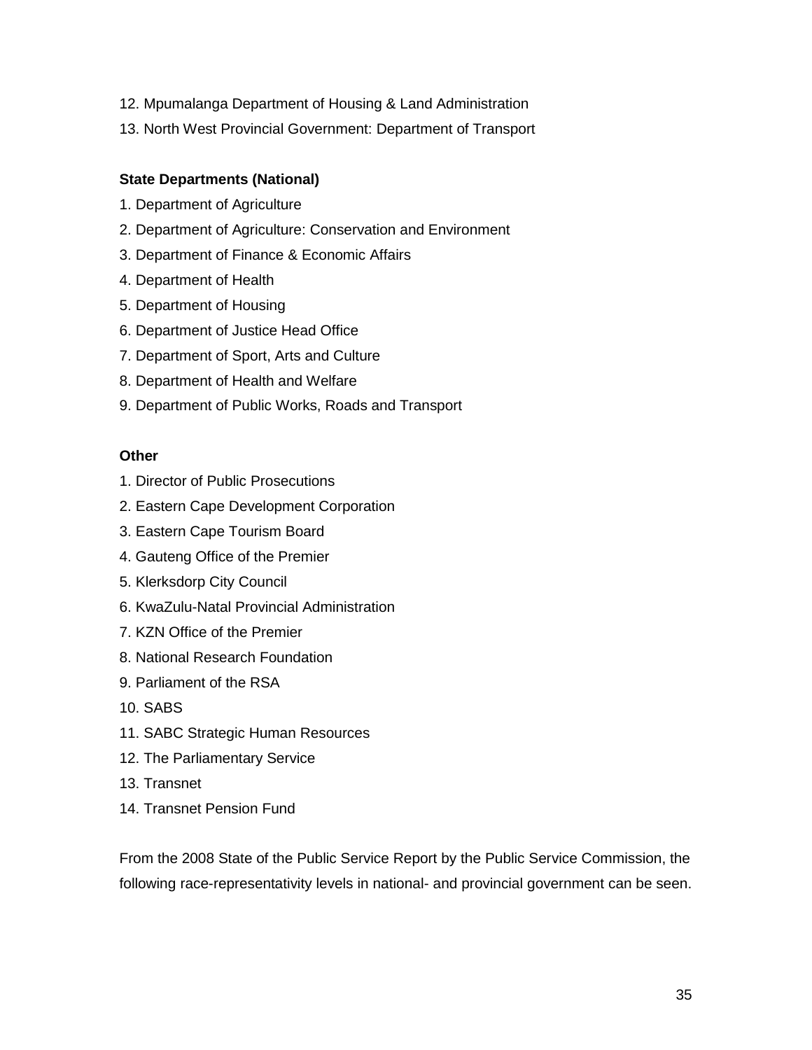12. Mpumalanga Department of Housing & Land Administration
13. North West Provincial Government: Department of Transport

**State Departments (National)**

1. Department of Agriculture
2. Department of Agriculture: Conservation and Environment
3. Department of Finance & Economic Affairs
4. Department of Health
5. Department of Housing
6. Department of Justice Head Office
7. Department of Sport, Arts and Culture
8. Department of Health and Welfare
9. Department of Public Works, Roads and Transport

**Other**

1. Director of Public Prosecutions
2. Eastern Cape Development Corporation
3. Eastern Cape Tourism Board
4. Gauteng Office of the Premier
5. Klerksdorp City Council
6. KwaZulu-Natal Provincial Administration
7. KZN Office of the Premier
8. National Research Foundation
9. Parliament of the RSA
10. SABS
11. SABC Strategic Human Resources
12. The Parliamentary Service
13. Transnet
14. Transnet Pension Fund

From the 2008 State of the Public Service Report by the Public Service Commission, the following race-representativity levels in national- and provincial government can be seen.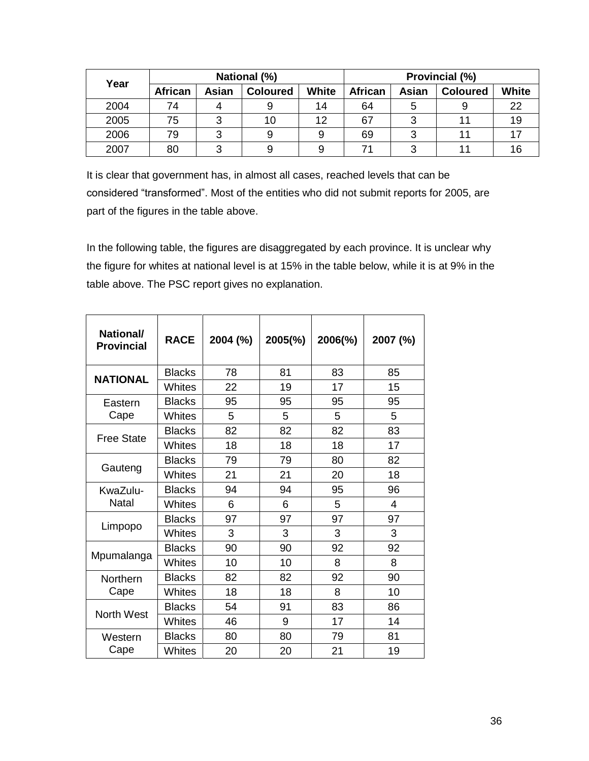| Year | National (%) | | | | Provincial (%) | | | |
|---|---|---|---|---|---|---|---|---|
| | African | Asian | Coloured | White | African | Asian | Coloured | White |
| 2004 | 74 | 4 | 9 | 14 | 64 | 5 | 9 | 22 |
| 2005 | 75 | 3 | 10 | 12 | 67 | 3 | 11 | 19 |
| 2006 | 79 | 3 | 9 | 9 | 69 | 3 | 11 | 17 |
| 2007 | 80 | 3 | 9 | 9 | 71 | 3 | 11 | 16 |

It is clear that government has, in almost all cases, reached levels that can be considered "transformed". Most of the entities who did not submit reports for 2005, are part of the figures in the table above.

In the following table, the figures are disaggregated by each province. It is unclear why the figure for whites at national level is at 15% in the table below, while it is at 9% in the table above. The PSC report gives no explanation.

| National/ Provincial | RACE | 2004 (%) | 2005(%) | 2006(%) | 2007 (%) |
|---|---|---|---|---|---|
| **NATIONAL** | Blacks | 78 | 81 | 83 | 85 |
| | Whites | 22 | 19 | 17 | 15 |
| Eastern Cape | Blacks | 95 | 95 | 95 | 95 |
| | Whites | 5 | 5 | 5 | 5 |
| Free State | Blacks | 82 | 82 | 82 | 83 |
| | Whites | 18 | 18 | 18 | 17 |
| Gauteng | Blacks | 79 | 79 | 80 | 82 |
| | Whites | 21 | 21 | 20 | 18 |
| KwaZulu-Natal | Blacks | 94 | 94 | 95 | 96 |
| | Whites | 6 | 6 | 5 | 4 |
| Limpopo | Blacks | 97 | 97 | 97 | 97 |
| | Whites | 3 | 3 | 3 | 3 |
| Mpumalanga | Blacks | 90 | 90 | 92 | 92 |
| | Whites | 10 | 10 | 8 | 8 |
| Northern Cape | Blacks | 82 | 82 | 92 | 90 |
| | Whites | 18 | 18 | 8 | 10 |
| North West | Blacks | 54 | 91 | 83 | 86 |
| | Whites | 46 | 9 | 17 | 14 |
| Western Cape | Blacks | 80 | 80 | 79 | 81 |
| | Whites | 20 | 20 | 21 | 19 |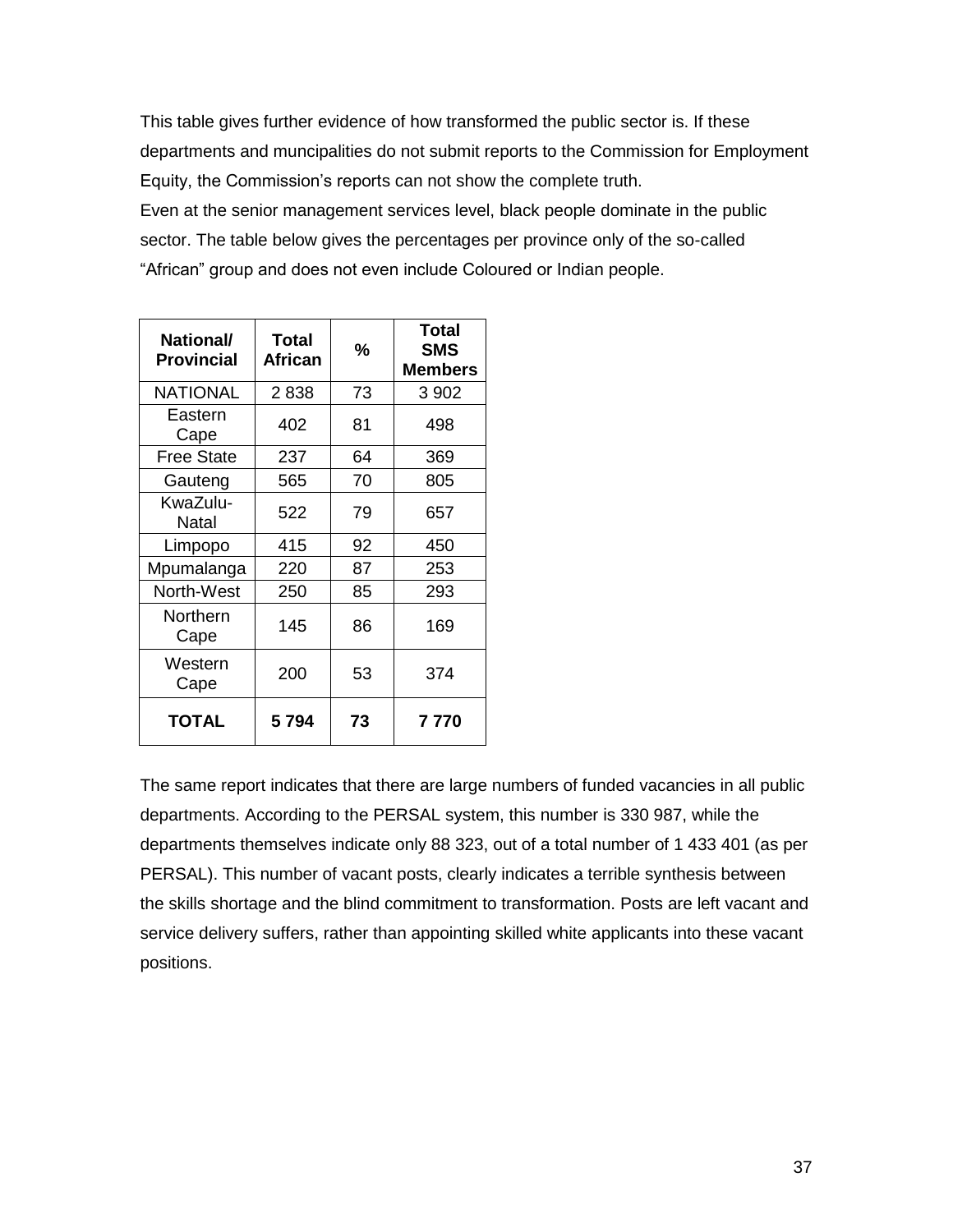This table gives further evidence of how transformed the public sector is. If these departments and muncipalities do not submit reports to the Commission for Employment Equity, the Commission's reports can not show the complete truth.

Even at the senior management services level, black people dominate in the public sector. The table below gives the percentages per province only of the so-called "African" group and does not even include Coloured or Indian people.

| National/ Provincial | Total African | % | Total SMS Members |
|---|---|---|---|
| NATIONAL | 2 838 | 73 | 3 902 |
| Eastern Cape | 402 | 81 | 498 |
| Free State | 237 | 64 | 369 |
| Gauteng | 565 | 70 | 805 |
| KwaZulu-Natal | 522 | 79 | 657 |
| Limpopo | 415 | 92 | 450 |
| Mpumalanga | 220 | 87 | 253 |
| North-West | 250 | 85 | 293 |
| Northern Cape | 145 | 86 | 169 |
| Western Cape | 200 | 53 | 374 |
| **TOTAL** | **5 794** | **73** | **7 770** |

The same report indicates that there are large numbers of funded vacancies in all public departments. According to the PERSAL system, this number is 330 987, while the departments themselves indicate only 88 323, out of a total number of 1 433 401 (as per PERSAL). This number of vacant posts, clearly indicates a terrible synthesis between the skills shortage and the blind commitment to transformation. Posts are left vacant and service delivery suffers, rather than appointing skilled white applicants into these vacant positions.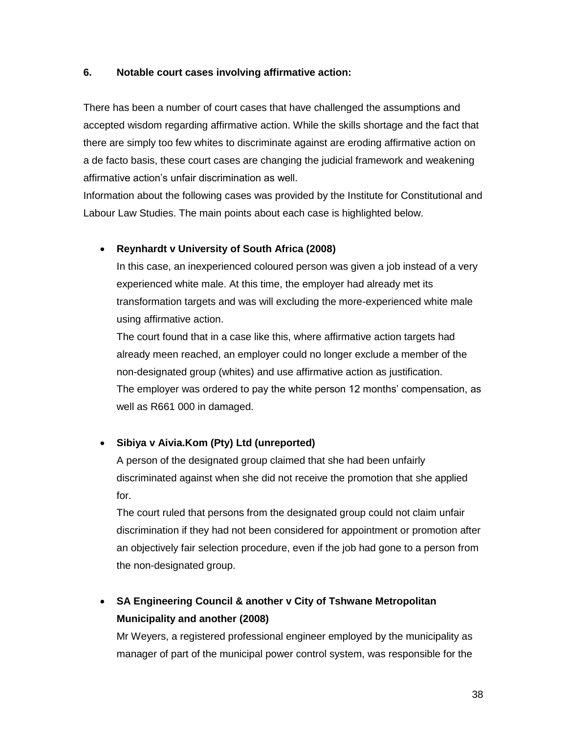### 6. Notable court cases involving affirmative action:

There has been a number of court cases that have challenged the assumptions and accepted wisdom regarding affirmative action. While the skills shortage and the fact that there are simply too few whites to discriminate against are eroding affirmative action on a de facto basis, these court cases are changing the judicial framework and weakening affirmative action's unfair discrimination as well.
Information about the following cases was provided by the Institute for Constitutional and Labour Law Studies. The main points about each case is highlighted below.

- **Reynhardt v University of South Africa (2008)**
  In this case, an inexperienced coloured person was given a job instead of a very experienced white male. At this time, the employer had already met its transformation targets and was will excluding the more-experienced white male using affirmative action.
  The court found that in a case like this, where affirmative action targets had already meen reached, an employer could no longer exclude a member of the non-designated group (whites) and use affirmative action as justification.
  The employer was ordered to pay the white person 12 months' compensation, as well as R661 000 in damaged.

- **Sibiya v Aivia.Kom (Pty) Ltd (unreported)**
  A person of the designated group claimed that she had been unfairly discriminated against when she did not receive the promotion that she applied for.
  The court ruled that persons from the designated group could not claim unfair discrimination if they had not been considered for appointment or promotion after an objectively fair selection procedure, even if the job had gone to a person from the non-designated group.

- **SA Engineering Council & another v City of Tshwane Metropolitan Municipality and another (2008)**
  Mr Weyers, a registered professional engineer employed by the municipality as manager of part of the municipal power control system, was responsible for the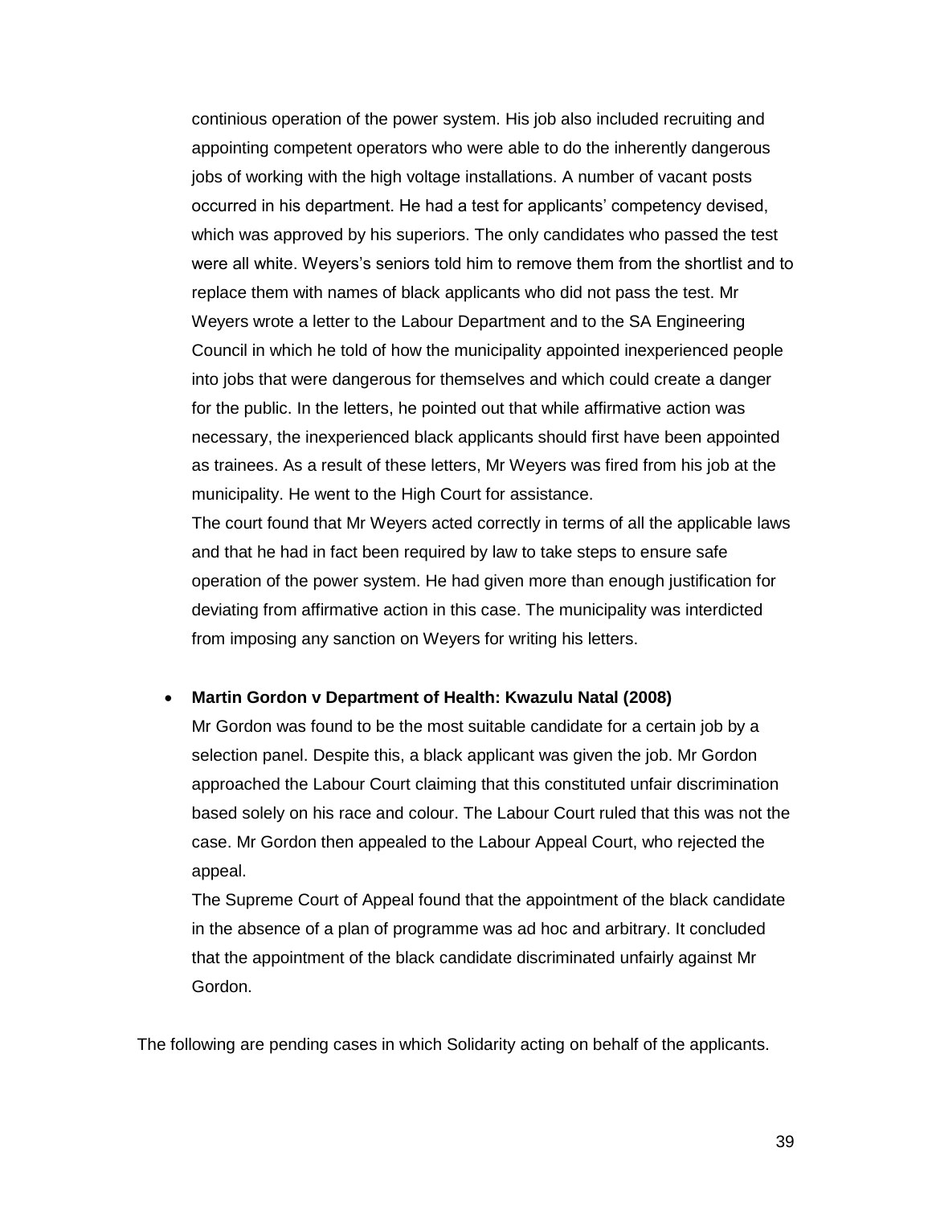continious operation of the power system. His job also included recruiting and appointing competent operators who were able to do the inherently dangerous jobs of working with the high voltage installations. A number of vacant posts occurred in his department. He had a test for applicants' competency devised, which was approved by his superiors. The only candidates who passed the test were all white. Weyers's seniors told him to remove them from the shortlist and to replace them with names of black applicants who did not pass the test. Mr Weyers wrote a letter to the Labour Department and to the SA Engineering Council in which he told of how the municipality appointed inexperienced people into jobs that were dangerous for themselves and which could create a danger for the public. In the letters, he pointed out that while affirmative action was necessary, the inexperienced black applicants should first have been appointed as trainees. As a result of these letters, Mr Weyers was fired from his job at the municipality. He went to the High Court for assistance.

The court found that Mr Weyers acted correctly in terms of all the applicable laws and that he had in fact been required by law to take steps to ensure safe operation of the power system. He had given more than enough justification for deviating from affirmative action in this case. The municipality was interdicted from imposing any sanction on Weyers for writing his letters.

- **Martin Gordon v Department of Health: Kwazulu Natal (2008)**

  Mr Gordon was found to be the most suitable candidate for a certain job by a selection panel. Despite this, a black applicant was given the job. Mr Gordon approached the Labour Court claiming that this constituted unfair discrimination based solely on his race and colour. The Labour Court ruled that this was not the case. Mr Gordon then appealed to the Labour Appeal Court, who rejected the appeal.

  The Supreme Court of Appeal found that the appointment of the black candidate in the absence of a plan of programme was ad hoc and arbitrary. It concluded that the appointment of the black candidate discriminated unfairly against Mr Gordon.

The following are pending cases in which Solidarity acting on behalf of the applicants.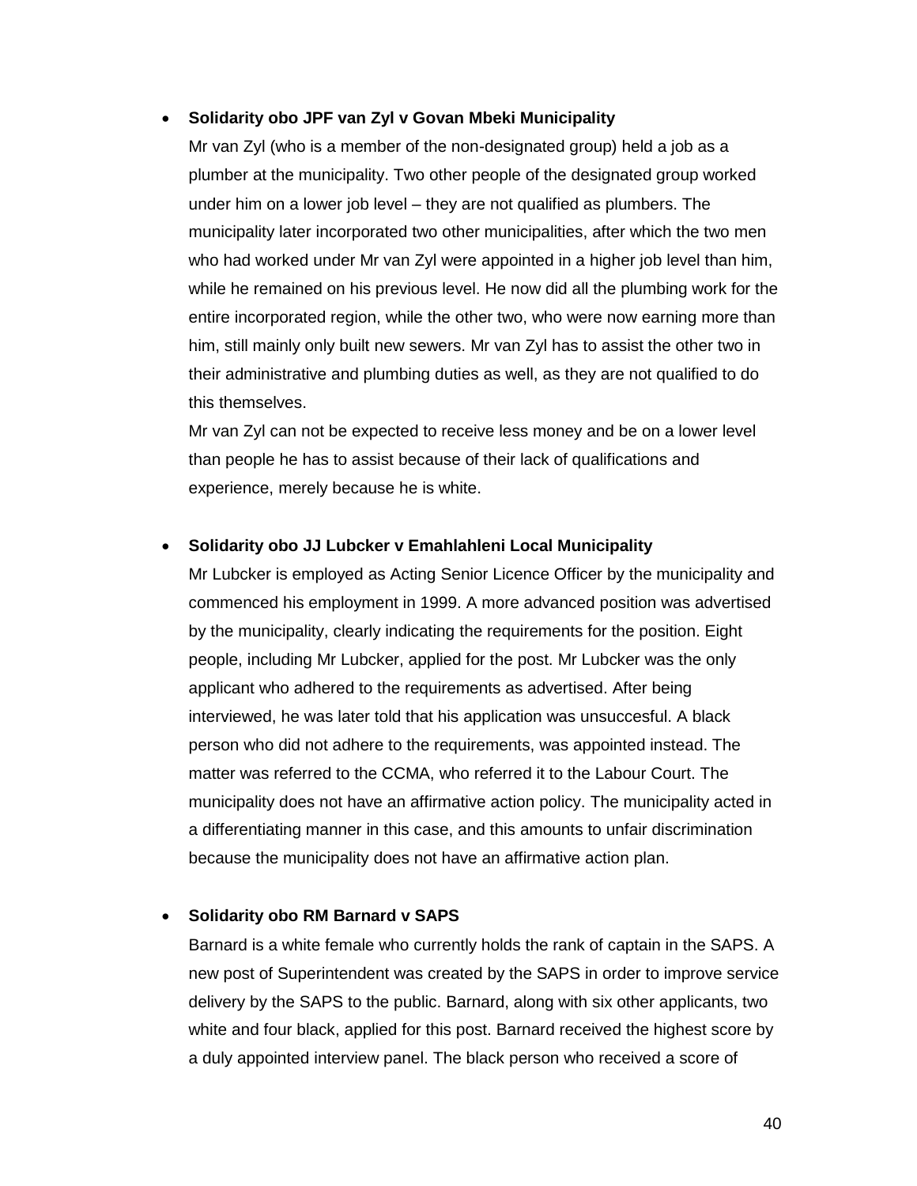- **Solidarity obo JPF van Zyl v Govan Mbeki Municipality**

  Mr van Zyl (who is a member of the non-designated group) held a job as a plumber at the municipality. Two other people of the designated group worked under him on a lower job level – they are not qualified as plumbers. The municipality later incorporated two other municipalities, after which the two men who had worked under Mr van Zyl were appointed in a higher job level than him, while he remained on his previous level. He now did all the plumbing work for the entire incorporated region, while the other two, who were now earning more than him, still mainly only built new sewers. Mr van Zyl has to assist the other two in their administrative and plumbing duties as well, as they are not qualified to do this themselves.

  Mr van Zyl can not be expected to receive less money and be on a lower level than people he has to assist because of their lack of qualifications and experience, merely because he is white.

- **Solidarity obo JJ Lubcker v Emahlahleni Local Municipality**

  Mr Lubcker is employed as Acting Senior Licence Officer by the municipality and commenced his employment in 1999. A more advanced position was advertised by the municipality, clearly indicating the requirements for the position. Eight people, including Mr Lubcker, applied for the post. Mr Lubcker was the only applicant who adhered to the requirements as advertised. After being interviewed, he was later told that his application was unsuccesful. A black person who did not adhere to the requirements, was appointed instead. The matter was referred to the CCMA, who referred it to the Labour Court. The municipality does not have an affirmative action policy. The municipality acted in a differentiating manner in this case, and this amounts to unfair discrimination because the municipality does not have an affirmative action plan.

- **Solidarity obo RM Barnard v SAPS**

  Barnard is a white female who currently holds the rank of captain in the SAPS. A new post of Superintendent was created by the SAPS in order to improve service delivery by the SAPS to the public. Barnard, along with six other applicants, two white and four black, applied for this post. Barnard received the highest score by a duly appointed interview panel. The black person who received a score of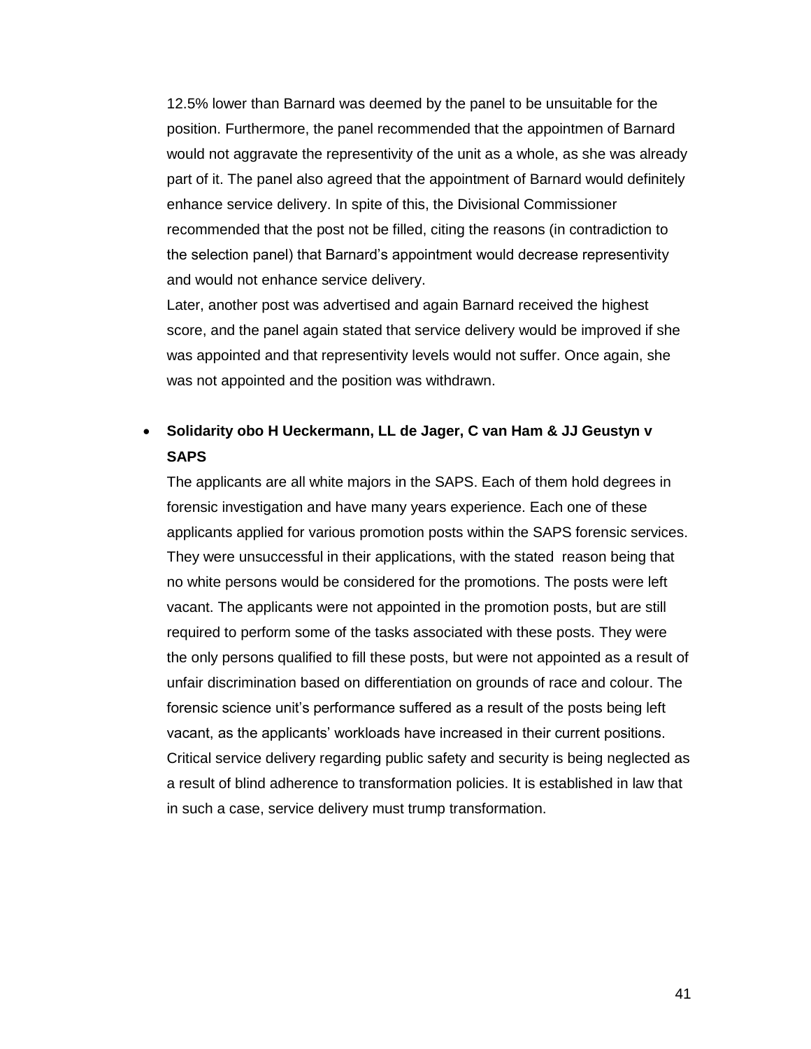12.5% lower than Barnard was deemed by the panel to be unsuitable for the position. Furthermore, the panel recommended that the appointmen of Barnard would not aggravate the representivity of the unit as a whole, as she was already part of it. The panel also agreed that the appointment of Barnard would definitely enhance service delivery. In spite of this, the Divisional Commissioner recommended that the post not be filled, citing the reasons (in contradiction to the selection panel) that Barnard's appointment would decrease representivity and would not enhance service delivery.

Later, another post was advertised and again Barnard received the highest score, and the panel again stated that service delivery would be improved if she was appointed and that representivity levels would not suffer. Once again, she was not appointed and the position was withdrawn.

- **Solidarity obo H Ueckermann, LL de Jager, C van Ham & JJ Geustyn v SAPS**

  The applicants are all white majors in the SAPS. Each of them hold degrees in forensic investigation and have many years experience. Each one of these applicants applied for various promotion posts within the SAPS forensic services. They were unsuccessful in their applications, with the stated reason being that no white persons would be considered for the promotions. The posts were left vacant. The applicants were not appointed in the promotion posts, but are still required to perform some of the tasks associated with these posts. They were the only persons qualified to fill these posts, but were not appointed as a result of unfair discrimination based on differentiation on grounds of race and colour. The forensic science unit's performance suffered as a result of the posts being left vacant, as the applicants' workloads have increased in their current positions. Critical service delivery regarding public safety and security is being neglected as a result of blind adherence to transformation policies. It is established in law that in such a case, service delivery must trump transformation.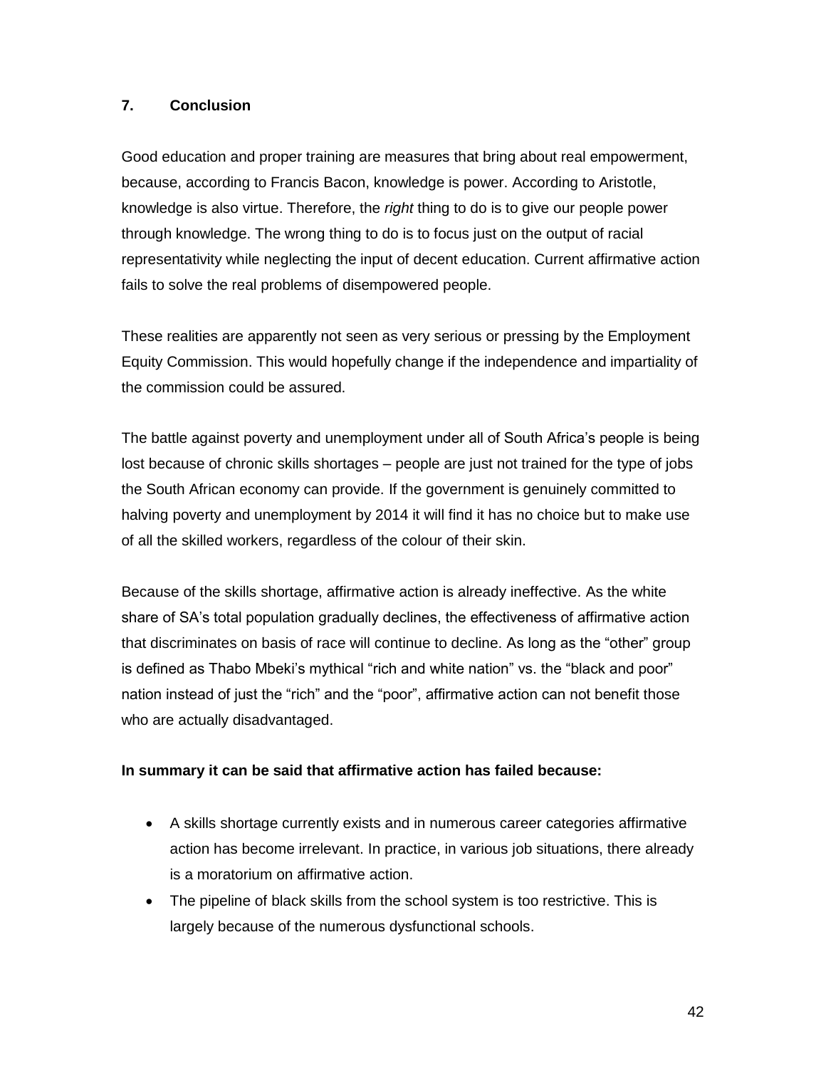## 7. Conclusion

Good education and proper training are measures that bring about real empowerment, because, according to Francis Bacon, knowledge is power. According to Aristotle, knowledge is also virtue. Therefore, the *right* thing to do is to give our people power through knowledge. The wrong thing to do is to focus just on the output of racial representativity while neglecting the input of decent education. Current affirmative action fails to solve the real problems of disempowered people.

These realities are apparently not seen as very serious or pressing by the Employment Equity Commission. This would hopefully change if the independence and impartiality of the commission could be assured.

The battle against poverty and unemployment under all of South Africa's people is being lost because of chronic skills shortages – people are just not trained for the type of jobs the South African economy can provide. If the government is genuinely committed to halving poverty and unemployment by 2014 it will find it has no choice but to make use of all the skilled workers, regardless of the colour of their skin.

Because of the skills shortage, affirmative action is already ineffective. As the white share of SA's total population gradually declines, the effectiveness of affirmative action that discriminates on basis of race will continue to decline. As long as the "other" group is defined as Thabo Mbeki's mythical "rich and white nation" vs. the "black and poor" nation instead of just the "rich" and the "poor", affirmative action can not benefit those who are actually disadvantaged.

**In summary it can be said that affirmative action has failed because:**

- A skills shortage currently exists and in numerous career categories affirmative action has become irrelevant. In practice, in various job situations, there already is a moratorium on affirmative action.
- The pipeline of black skills from the school system is too restrictive. This is largely because of the numerous dysfunctional schools.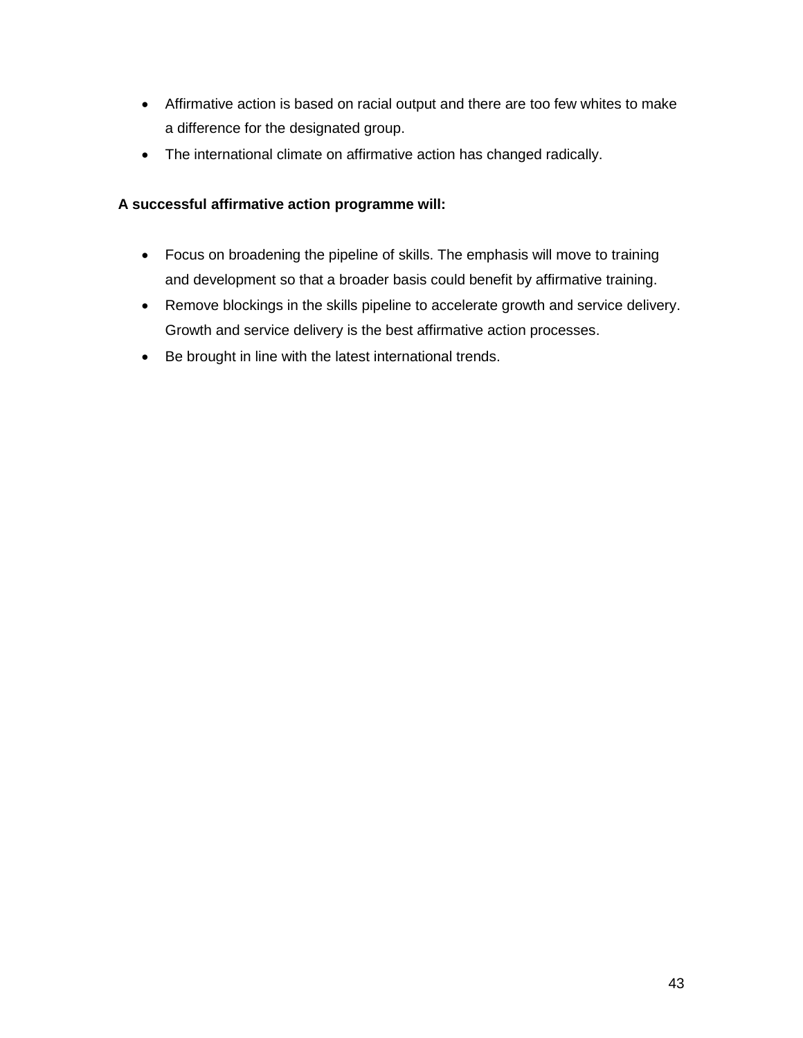- Affirmative action is based on racial output and there are too few whites to make a difference for the designated group.
- The international climate on affirmative action has changed radically.

**A successful affirmative action programme will:**

- Focus on broadening the pipeline of skills. The emphasis will move to training and development so that a broader basis could benefit by affirmative training.
- Remove blockings in the skills pipeline to accelerate growth and service delivery. Growth and service delivery is the best affirmative action processes.
- Be brought in line with the latest international trends.